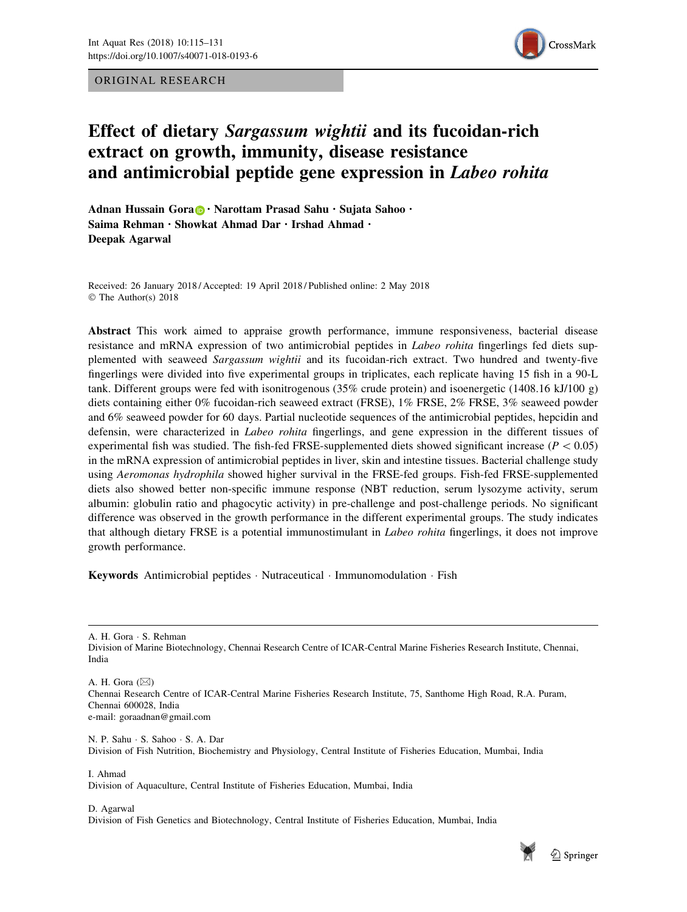ORIGINAL RESEARCH

# Effect of dietary *Sargassum wightii* and its fucoidan-rich extract on growth, immunity, disease resistance and antimicrobial peptide gene expression in *Labeo rohita*

**Adnan Hussain Gora · Narottam Prasad Sahu · Sujata Sahoo · Saima Rehman · Showkat Ahmad Dar · Irshad Ahmad · Deepak Agarwal**

Received: 26 January 2018 / Accepted: 19 April 2018 / Published online: 2 May 2018
© The Author(s) 2018

**Abstract** This work aimed to appraise growth performance, immune responsiveness, bacterial disease resistance and mRNA expression of two antimicrobial peptides in *Labeo rohita* fingerlings fed diets supplemented with seaweed *Sargassum wightii* and its fucoidan-rich extract. Two hundred and twenty-five fingerlings were divided into five experimental groups in triplicates, each replicate having 15 fish in a 90-L tank. Different groups were fed with isonitrogenous (35% crude protein) and isoenergetic (1408.16 kJ/100 g) diets containing either 0% fucoidan-rich seaweed extract (FRSE), 1% FRSE, 2% FRSE, 3% seaweed powder and 6% seaweed powder for 60 days. Partial nucleotide sequences of the antimicrobial peptides, hepcidin and defensin, were characterized in *Labeo rohita* fingerlings, and gene expression in the different tissues of experimental fish was studied. The fish-fed FRSE-supplemented diets showed significant increase ($P < 0.05$) in the mRNA expression of antimicrobial peptides in liver, skin and intestine tissues. Bacterial challenge study using *Aeromonas hydrophila* showed higher survival in the FRSE-fed groups. Fish-fed FRSE-supplemented diets also showed better non-specific immune response (NBT reduction, serum lysozyme activity, serum albumin: globulin ratio and phagocytic activity) in pre-challenge and post-challenge periods. No significant difference was observed in the growth performance in the different experimental groups. The study indicates that although dietary FRSE is a potential immunostimulant in *Labeo rohita* fingerlings, it does not improve growth performance.

**Keywords** Antimicrobial peptides · Nutraceutical · Immunomodulation · Fish

---

A. H. Gora · S. Rehman
Division of Marine Biotechnology, Chennai Research Centre of ICAR-Central Marine Fisheries Research Institute, Chennai, India

A. H. Gora (✉)
Chennai Research Centre of ICAR-Central Marine Fisheries Research Institute, 75, Santhome High Road, R.A. Puram, Chennai 600028, India
e-mail: goraadnan@gmail.com

N. P. Sahu · S. Sahoo · S. A. Dar
Division of Fish Nutrition, Biochemistry and Physiology, Central Institute of Fisheries Education, Mumbai, India

I. Ahmad
Division of Aquaculture, Central Institute of Fisheries Education, Mumbai, India

D. Agarwal
Division of Fish Genetics and Biotechnology, Central Institute of Fisheries Education, Mumbai, India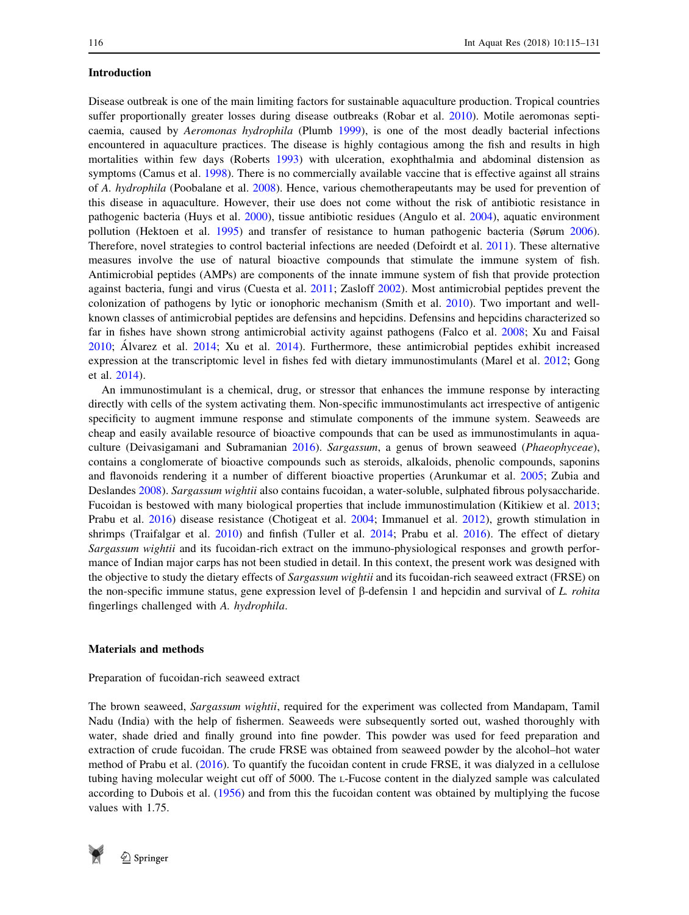## Introduction

Disease outbreak is one of the main limiting factors for sustainable aquaculture production. Tropical countries suffer proportionally greater losses during disease outbreaks (Robar et al. 2010). Motile aeromonas septicaemia, caused by *Aeromonas hydrophila* (Plumb 1999), is one of the most deadly bacterial infections encountered in aquaculture practices. The disease is highly contagious among the fish and results in high mortalities within few days (Roberts 1993) with ulceration, exophthalmia and abdominal distension as symptoms (Camus et al. 1998). There is no commercially available vaccine that is effective against all strains of *A. hydrophila* (Poobalane et al. 2008). Hence, various chemotherapeutants may be used for prevention of this disease in aquaculture. However, their use does not come without the risk of antibiotic resistance in pathogenic bacteria (Huys et al. 2000), tissue antibiotic residues (Angulo et al. 2004), aquatic environment pollution (Hektoen et al. 1995) and transfer of resistance to human pathogenic bacteria (Sørum 2006). Therefore, novel strategies to control bacterial infections are needed (Defoirdt et al. 2011). These alternative measures involve the use of natural bioactive compounds that stimulate the immune system of fish. Antimicrobial peptides (AMPs) are components of the innate immune system of fish that provide protection against bacteria, fungi and virus (Cuesta et al. 2011; Zasloff 2002). Most antimicrobial peptides prevent the colonization of pathogens by lytic or ionophoric mechanism (Smith et al. 2010). Two important and well-known classes of antimicrobial peptides are defensins and hepcidins. Defensins and hepcidins characterized so far in fishes have shown strong antimicrobial activity against pathogens (Falco et al. 2008; Xu and Faisal 2010; Álvarez et al. 2014; Xu et al. 2014). Furthermore, these antimicrobial peptides exhibit increased expression at the transcriptomic level in fishes fed with dietary immunostimulants (Marel et al. 2012; Gong et al. 2014).

An immunostimulant is a chemical, drug, or stressor that enhances the immune response by interacting directly with cells of the system activating them. Non-specific immunostimulants act irrespective of antigenic specificity to augment immune response and stimulate components of the immune system. Seaweeds are cheap and easily available resource of bioactive compounds that can be used as immunostimulants in aquaculture (Deivasigamani and Subramanian 2016). *Sargassum*, a genus of brown seaweed (*Phaeophyceae*), contains a conglomerate of bioactive compounds such as steroids, alkaloids, phenolic compounds, saponins and flavonoids rendering it a number of different bioactive properties (Arunkumar et al. 2005; Zubia and Deslandes 2008). *Sargassum wightii* also contains fucoidan, a water-soluble, sulphated fibrous polysaccharide. Fucoidan is bestowed with many biological properties that include immunostimulation (Kitikiew et al. 2013; Prabu et al. 2016) disease resistance (Chotigeat et al. 2004; Immanuel et al. 2012), growth stimulation in shrimps (Traifalgar et al. 2010) and finfish (Tuller et al. 2014; Prabu et al. 2016). The effect of dietary *Sargassum wightii* and its fucoidan-rich extract on the immuno-physiological responses and growth performance of Indian major carps has not been studied in detail. In this context, the present work was designed with the objective to study the dietary effects of *Sargassum wightii* and its fucoidan-rich seaweed extract (FRSE) on the non-specific immune status, gene expression level of β-defensin 1 and hepcidin and survival of *L. rohita* fingerlings challenged with *A. hydrophila*.

## Materials and methods

### Preparation of fucoidan-rich seaweed extract

The brown seaweed, *Sargassum wightii*, required for the experiment was collected from Mandapam, Tamil Nadu (India) with the help of fishermen. Seaweeds were subsequently sorted out, washed thoroughly with water, shade dried and finally ground into fine powder. This powder was used for feed preparation and extraction of crude fucoidan. The crude FRSE was obtained from seaweed powder by the alcohol–hot water method of Prabu et al. (2016). To quantify the fucoidan content in crude FRSE, it was dialyzed in a cellulose tubing having molecular weight cut off of 5000. The L-Fucose content in the dialyzed sample was calculated according to Dubois et al. (1956) and from this the fucoidan content was obtained by multiplying the fucose values with 1.75.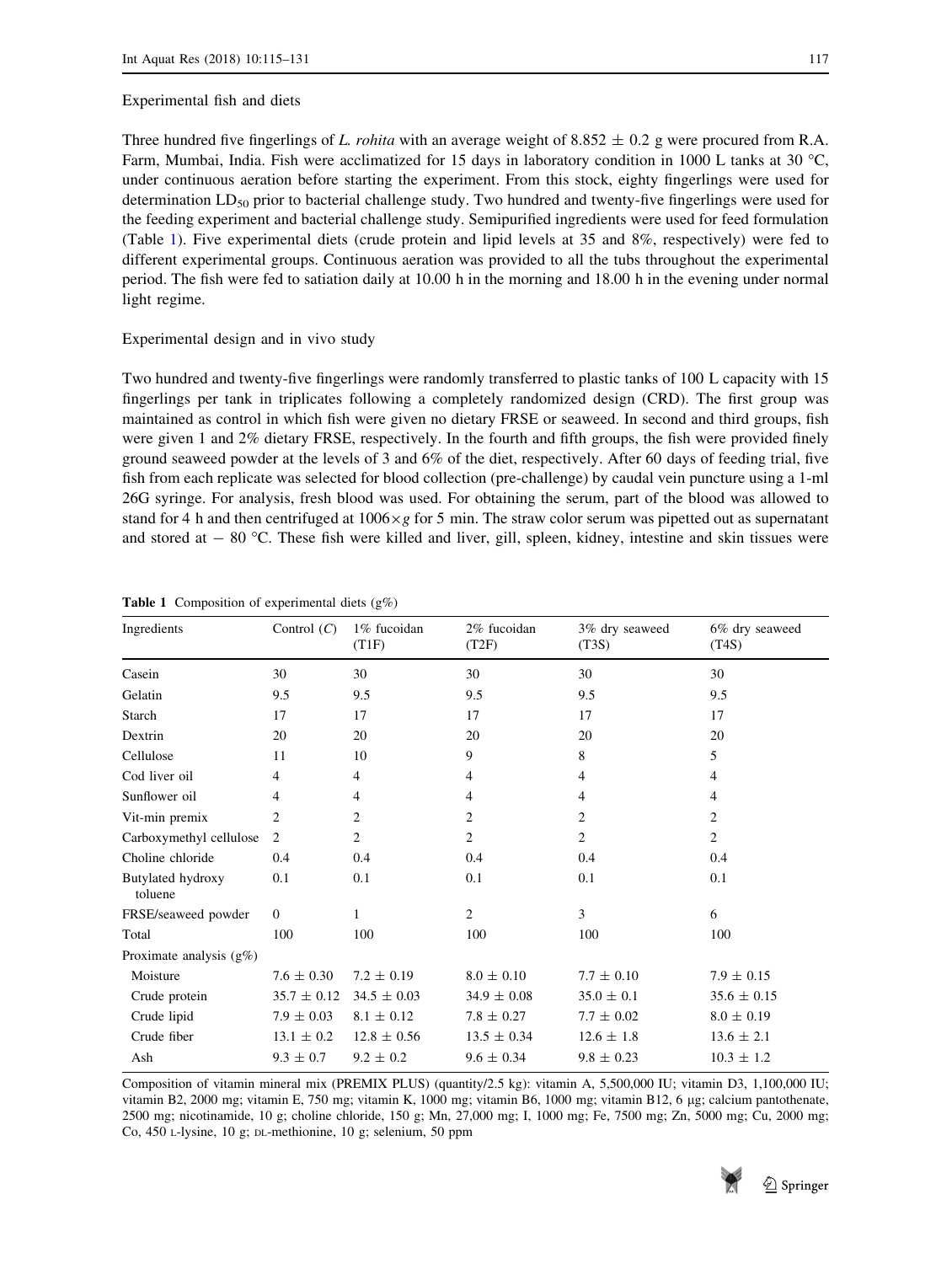Experimental fish and diets

Three hundred five fingerlings of *L. rohita* with an average weight of 8.852 ± 0.2 g were procured from R.A. Farm, Mumbai, India. Fish were acclimatized for 15 days in laboratory condition in 1000 L tanks at 30 °C, under continuous aeration before starting the experiment. From this stock, eighty fingerlings were used for determination $LD_{50}$ prior to bacterial challenge study. Two hundred and twenty-five fingerlings were used for the feeding experiment and bacterial challenge study. Semipurified ingredients were used for feed formulation (Table 1). Five experimental diets (crude protein and lipid levels at 35 and 8%, respectively) were fed to different experimental groups. Continuous aeration was provided to all the tubs throughout the experimental period. The fish were fed to satiation daily at 10.00 h in the morning and 18.00 h in the evening under normal light regime.

Experimental design and in vivo study

Two hundred and twenty-five fingerlings were randomly transferred to plastic tanks of 100 L capacity with 15 fingerlings per tank in triplicates following a completely randomized design (CRD). The first group was maintained as control in which fish were given no dietary FRSE or seaweed. In second and third groups, fish were given 1 and 2% dietary FRSE, respectively. In the fourth and fifth groups, the fish were provided finely ground seaweed powder at the levels of 3 and 6% of the diet, respectively. After 60 days of feeding trial, five fish from each replicate was selected for blood collection (pre-challenge) by caudal vein puncture using a 1-ml 26G syringe. For analysis, fresh blood was used. For obtaining the serum, part of the blood was allowed to stand for 4 h and then centrifuged at $1006 \times g$ for 5 min. The straw color serum was pipetted out as supernatant and stored at − 80 °C. These fish were killed and liver, gill, spleen, kidney, intestine and skin tissues were

**Table 1** Composition of experimental diets (g%)

| Ingredients | Control (*C*) | 1% fucoidan (T1F) | 2% fucoidan (T2F) | 3% dry seaweed (T3S) | 6% dry seaweed (T4S) |
|---|---|---|---|---|---|
| Casein | 30 | 30 | 30 | 30 | 30 |
| Gelatin | 9.5 | 9.5 | 9.5 | 9.5 | 9.5 |
| Starch | 17 | 17 | 17 | 17 | 17 |
| Dextrin | 20 | 20 | 20 | 20 | 20 |
| Cellulose | 11 | 10 | 9 | 8 | 5 |
| Cod liver oil | 4 | 4 | 4 | 4 | 4 |
| Sunflower oil | 4 | 4 | 4 | 4 | 4 |
| Vit-min premix | 2 | 2 | 2 | 2 | 2 |
| Carboxymethyl cellulose | 2 | 2 | 2 | 2 | 2 |
| Choline chloride | 0.4 | 0.4 | 0.4 | 0.4 | 0.4 |
| Butylated hydroxy toluene | 0.1 | 0.1 | 0.1 | 0.1 | 0.1 |
| FRSE/seaweed powder | 0 | 1 | 2 | 3 | 6 |
| Total | 100 | 100 | 100 | 100 | 100 |
| Proximate analysis (g%) | | | | | |
| Moisture | 7.6 ± 0.30 | 7.2 ± 0.19 | 8.0 ± 0.10 | 7.7 ± 0.10 | 7.9 ± 0.15 |
| Crude protein | 35.7 ± 0.12 | 34.5 ± 0.03 | 34.9 ± 0.08 | 35.0 ± 0.1 | 35.6 ± 0.15 |
| Crude lipid | 7.9 ± 0.03 | 8.1 ± 0.12 | 7.8 ± 0.27 | 7.7 ± 0.02 | 8.0 ± 0.19 |
| Crude fiber | 13.1 ± 0.2 | 12.8 ± 0.56 | 13.5 ± 0.34 | 12.6 ± 1.8 | 13.6 ± 2.1 |
| Ash | 9.3 ± 0.7 | 9.2 ± 0.2 | 9.6 ± 0.34 | 9.8 ± 0.23 | 10.3 ± 1.2 |

Composition of vitamin mineral mix (PREMIX PLUS) (quantity/2.5 kg): vitamin A, 5,500,000 IU; vitamin D3, 1,100,000 IU; vitamin B2, 2000 mg; vitamin E, 750 mg; vitamin K, 1000 mg; vitamin B6, 1000 mg; vitamin B12, 6 µg; calcium pantothenate, 2500 mg; nicotinamide, 10 g; choline chloride, 150 g; Mn, 27,000 mg; I, 1000 mg; Fe, 7500 mg; Zn, 5000 mg; Cu, 2000 mg; Co, 450 L-lysine, 10 g; DL-methionine, 10 g; selenium, 50 ppm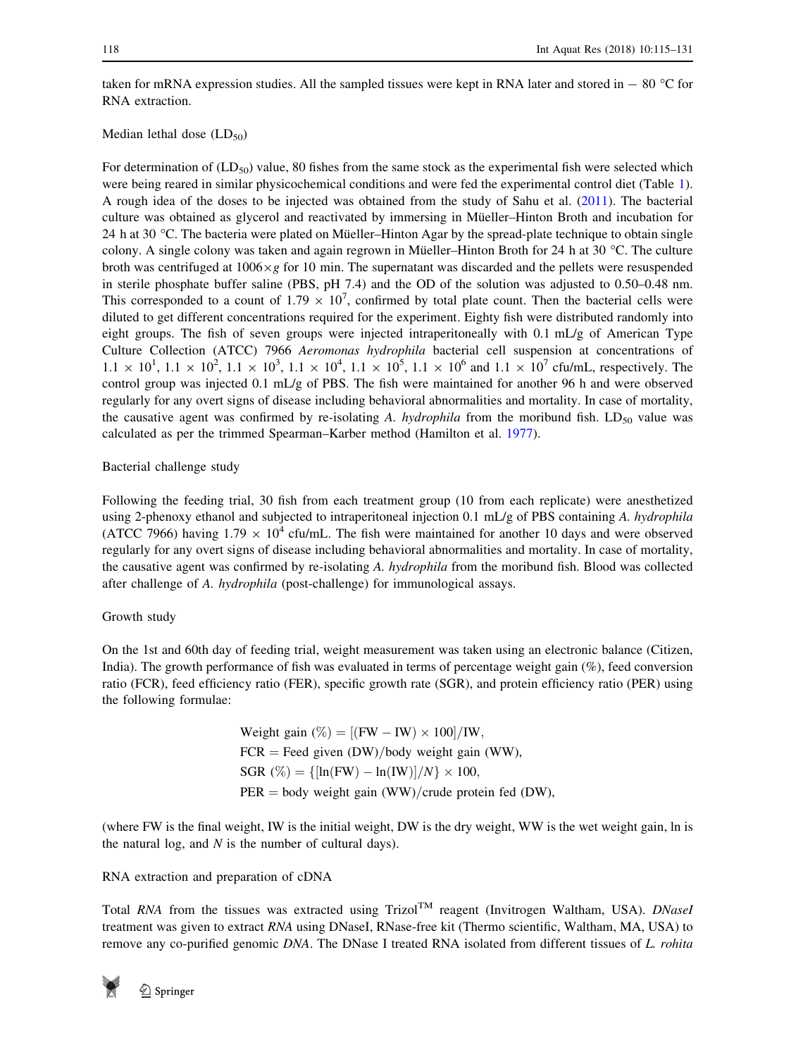taken for mRNA expression studies. All the sampled tissues were kept in RNA later and stored in − 80 °C for RNA extraction.

### Median lethal dose ($LD_{50}$)

For determination of ($LD_{50}$) value, 80 fishes from the same stock as the experimental fish were selected which were being reared in similar physicochemical conditions and were fed the experimental control diet (Table 1). A rough idea of the doses to be injected was obtained from the study of Sahu et al. (2011). The bacterial culture was obtained as glycerol and reactivated by immersing in Müeller–Hinton Broth and incubation for 24 h at 30 °C. The bacteria were plated on Müeller–Hinton Agar by the spread-plate technique to obtain single colony. A single colony was taken and again regrown in Müeller–Hinton Broth for 24 h at 30 °C. The culture broth was centrifuged at $1006 \times g$ for 10 min. The supernatant was discarded and the pellets were resuspended in sterile phosphate buffer saline (PBS, pH 7.4) and the OD of the solution was adjusted to 0.50–0.48 nm. This corresponded to a count of $1.79 \times 10^7$, confirmed by total plate count. Then the bacterial cells were diluted to get different concentrations required for the experiment. Eighty fish were distributed randomly into eight groups. The fish of seven groups were injected intraperitoneally with 0.1 mL/g of American Type Culture Collection (ATCC) 7966 *Aeromonas hydrophila* bacterial cell suspension at concentrations of $1.1 \times 10^1$, $1.1 \times 10^2$, $1.1 \times 10^3$, $1.1 \times 10^4$, $1.1 \times 10^5$, $1.1 \times 10^6$ and $1.1 \times 10^7$ cfu/mL, respectively. The control group was injected 0.1 mL/g of PBS. The fish were maintained for another 96 h and were observed regularly for any overt signs of disease including behavioral abnormalities and mortality. In case of mortality, the causative agent was confirmed by re-isolating *A. hydrophila* from the moribund fish. $LD_{50}$ value was calculated as per the trimmed Spearman–Karber method (Hamilton et al. 1977).

### Bacterial challenge study

Following the feeding trial, 30 fish from each treatment group (10 from each replicate) were anesthetized using 2-phenoxy ethanol and subjected to intraperitoneal injection 0.1 mL/g of PBS containing *A. hydrophila* (ATCC 7966) having $1.79 \times 10^4$ cfu/mL. The fish were maintained for another 10 days and were observed regularly for any overt signs of disease including behavioral abnormalities and mortality. In case of mortality, the causative agent was confirmed by re-isolating *A. hydrophila* from the moribund fish. Blood was collected after challenge of *A. hydrophila* (post-challenge) for immunological assays.

### Growth study

On the 1st and 60th day of feeding trial, weight measurement was taken using an electronic balance (Citizen, India). The growth performance of fish was evaluated in terms of percentage weight gain (%), feed conversion ratio (FCR), feed efficiency ratio (FER), specific growth rate (SGR), and protein efficiency ratio (PER) using the following formulae:

$$\text{Weight gain (\%)} = [(\text{FW} - \text{IW}) \times 100]/\text{IW},$$

$$\text{FCR} = \text{Feed given (DW)/body weight gain (WW)},$$

$$\text{SGR (\%)} = \{[\ln(\text{FW}) - \ln(\text{IW})]/N\} \times 100,$$

$$\text{PER} = \text{body weight gain (WW)/crude protein fed (DW)},$$

(where FW is the final weight, IW is the initial weight, DW is the dry weight, WW is the wet weight gain, ln is the natural log, and $N$ is the number of cultural days).

### RNA extraction and preparation of cDNA

Total *RNA* from the tissues was extracted using Trizol™ reagent (Invitrogen Waltham, USA). *DNaseI* treatment was given to extract *RNA* using DNaseI, RNase-free kit (Thermo scientific, Waltham, MA, USA) to remove any co-purified genomic *DNA*. The DNase I treated RNA isolated from different tissues of *L. rohita*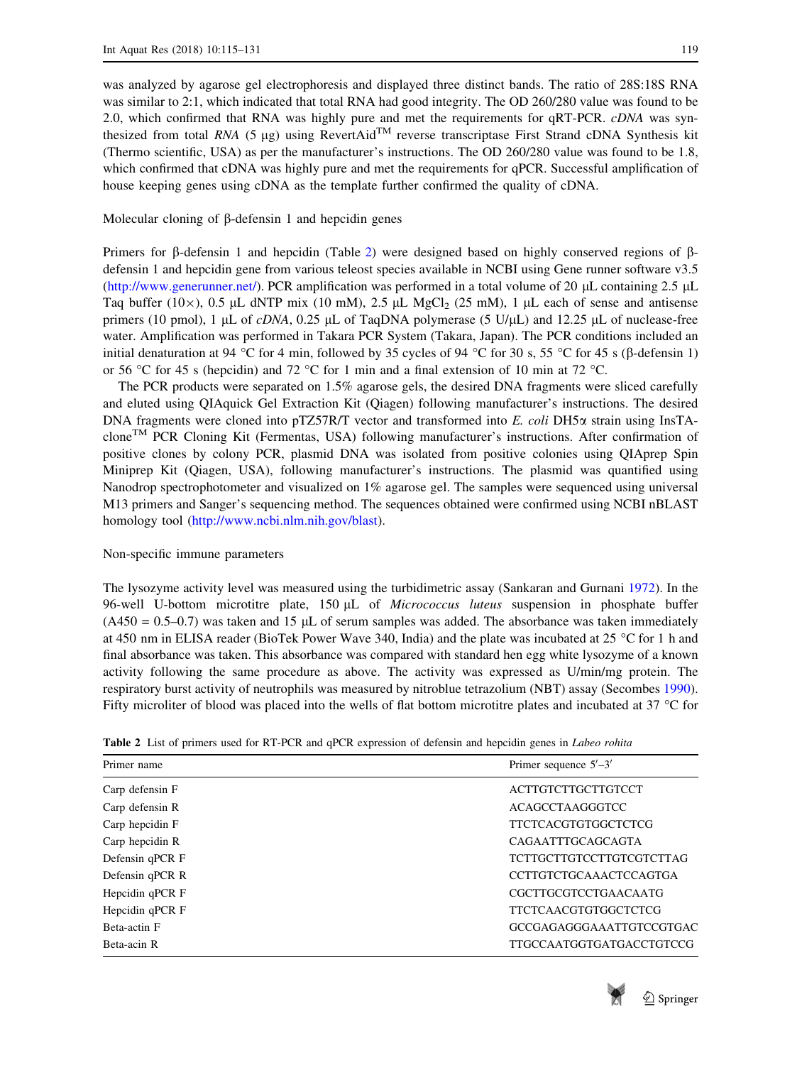was analyzed by agarose gel electrophoresis and displayed three distinct bands. The ratio of 28S:18S RNA was similar to 2:1, which indicated that total RNA had good integrity. The OD 260/280 value was found to be 2.0, which confirmed that RNA was highly pure and met the requirements for qRT-PCR. *cDNA* was synthesized from total *RNA* (5 µg) using RevertAid™ reverse transcriptase First Strand cDNA Synthesis kit (Thermo scientific, USA) as per the manufacturer's instructions. The OD 260/280 value was found to be 1.8, which confirmed that cDNA was highly pure and met the requirements for qPCR. Successful amplification of house keeping genes using cDNA as the template further confirmed the quality of cDNA.

### Molecular cloning of β-defensin 1 and hepcidin genes

Primers for β-defensin 1 and hepcidin (Table 2) were designed based on highly conserved regions of β-defensin 1 and hepcidin gene from various teleost species available in NCBI using Gene runner software v3.5 (http://www.generunner.net/). PCR amplification was performed in a total volume of 20 µL containing 2.5 µL Taq buffer (10×), 0.5 µL dNTP mix (10 mM), 2.5 µL $MgCl_2$ (25 mM), 1 µL each of sense and antisense primers (10 pmol), 1 µL of *cDNA*, 0.25 µL of TaqDNA polymerase (5 U/µL) and 12.25 µL of nuclease-free water. Amplification was performed in Takara PCR System (Takara, Japan). The PCR conditions included an initial denaturation at 94 °C for 4 min, followed by 35 cycles of 94 °C for 30 s, 55 °C for 45 s (β-defensin 1) or 56 °C for 45 s (hepcidin) and 72 °C for 1 min and a final extension of 10 min at 72 °C.

The PCR products were separated on 1.5% agarose gels, the desired DNA fragments were sliced carefully and eluted using QIAquick Gel Extraction Kit (Qiagen) following manufacturer's instructions. The desired DNA fragments were cloned into pTZ57R/T vector and transformed into *E. coli* DH5α strain using InsTAclone™ PCR Cloning Kit (Fermentas, USA) following manufacturer's instructions. After confirmation of positive clones by colony PCR, plasmid DNA was isolated from positive colonies using QIAprep Spin Miniprep Kit (Qiagen, USA), following manufacturer's instructions. The plasmid was quantified using Nanodrop spectrophotometer and visualized on 1% agarose gel. The samples were sequenced using universal M13 primers and Sanger's sequencing method. The sequences obtained were confirmed using NCBI nBLAST homology tool (http://www.ncbi.nlm.nih.gov/blast).

### Non-specific immune parameters

The lysozyme activity level was measured using the turbidimetric assay (Sankaran and Gurnani 1972). In the 96-well U-bottom microtitre plate, 150 µL of *Micrococcus luteus* suspension in phosphate buffer (A450 = 0.5–0.7) was taken and 15 µL of serum samples was added. The absorbance was taken immediately at 450 nm in ELISA reader (BioTek Power Wave 340, India) and the plate was incubated at 25 °C for 1 h and final absorbance was taken. This absorbance was compared with standard hen egg white lysozyme of a known activity following the same procedure as above. The activity was expressed as U/min/mg protein. The respiratory burst activity of neutrophils was measured by nitroblue tetrazolium (NBT) assay (Secombes 1990). Fifty microliter of blood was placed into the wells of flat bottom microtitre plates and incubated at 37 °C for

**Table 2** List of primers used for RT-PCR and qPCR expression of defensin and hepcidin genes in *Labeo rohita*

| Primer name | Primer sequence 5′–3′ |
|---|---|
| Carp defensin F | ACTTGTCTTGCTTGTCCT |
| Carp defensin R | ACAGCCTAAGGGTCC |
| Carp hepcidin F | TTCTCACGTGTGGCTCTCG |
| Carp hepcidin R | CAGAATTTGCAGCAGTA |
| Defensin qPCR F | TCTTGCTTGTCCTTGTCGTCTTAG |
| Defensin qPCR R | CCTTGTCTGCAAACTCCAGTGA |
| Hepcidin qPCR F | CGCTTGCGTCCTGAACAATG |
| Hepcidin qPCR F | TTCTCAACGTGTGGCTCTCG |
| Beta-actin F | GCCGAGAGGGAAATTGTCCGTGAC |
| Beta-acin R | TTGCCAATGGTGATGACCTGTCCG |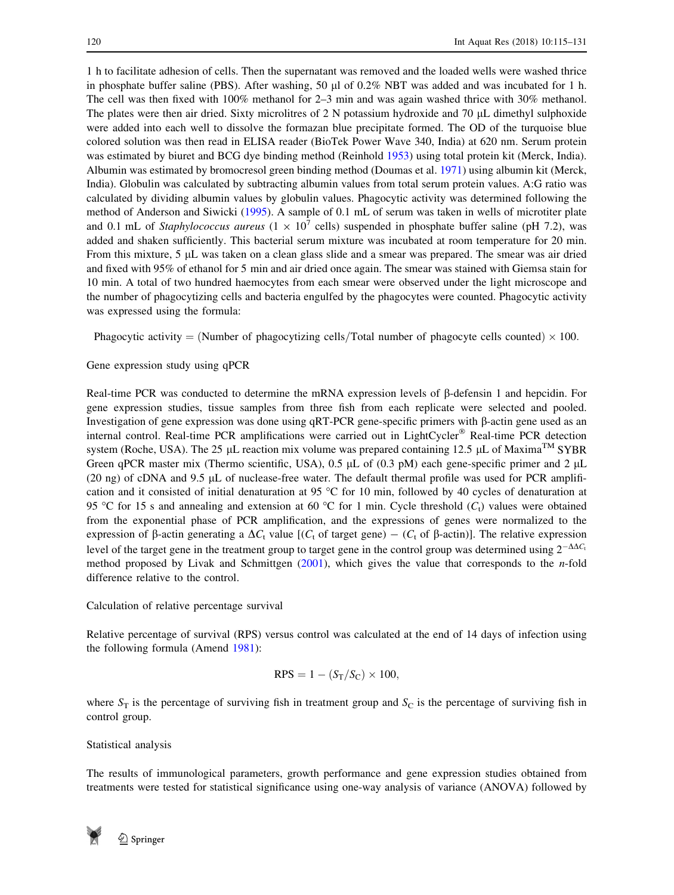1 h to facilitate adhesion of cells. Then the supernatant was removed and the loaded wells were washed thrice in phosphate buffer saline (PBS). After washing, 50 µl of 0.2% NBT was added and was incubated for 1 h. The cell was then fixed with 100% methanol for 2–3 min and was again washed thrice with 30% methanol. The plates were then air dried. Sixty microlitres of 2 N potassium hydroxide and 70 µL dimethyl sulphoxide were added into each well to dissolve the formazan blue precipitate formed. The OD of the turquoise blue colored solution was then read in ELISA reader (BioTek Power Wave 340, India) at 620 nm. Serum protein was estimated by biuret and BCG dye binding method (Reinhold 1953) using total protein kit (Merck, India). Albumin was estimated by bromocresol green binding method (Doumas et al. 1971) using albumin kit (Merck, India). Globulin was calculated by subtracting albumin values from total serum protein values. A:G ratio was calculated by dividing albumin values by globulin values. Phagocytic activity was determined following the method of Anderson and Siwicki (1995). A sample of 0.1 mL of serum was taken in wells of microtiter plate and 0.1 mL of *Staphylococcus aureus* ($1 \times 10^7$ cells) suspended in phosphate buffer saline (pH 7.2), was added and shaken sufficiently. This bacterial serum mixture was incubated at room temperature for 20 min. From this mixture, 5 µL was taken on a clean glass slide and a smear was prepared. The smear was air dried and fixed with 95% of ethanol for 5 min and air dried once again. The smear was stained with Giemsa stain for 10 min. A total of two hundred haemocytes from each smear were observed under the light microscope and the number of phagocytizing cells and bacteria engulfed by the phagocytes were counted. Phagocytic activity was expressed using the formula:

$$\text{Phagocytic activity} = (\text{Number of phagocytizing cells/Total number of phagocyte cells counted}) \times 100.$$

Gene expression study using qPCR

Real-time PCR was conducted to determine the mRNA expression levels of β-defensin 1 and hepcidin. For gene expression studies, tissue samples from three fish from each replicate were selected and pooled. Investigation of gene expression was done using qRT-PCR gene-specific primers with β-actin gene used as an internal control. Real-time PCR amplifications were carried out in LightCycler® Real-time PCR detection system (Roche, USA). The 25 µL reaction mix volume was prepared containing 12.5 µL of Maxima™ SYBR Green qPCR master mix (Thermo scientific, USA), 0.5 µL of (0.3 pM) each gene-specific primer and 2 µL (20 ng) of cDNA and 9.5 µL of nuclease-free water. The default thermal profile was used for PCR amplification and it consisted of initial denaturation at 95 °C for 10 min, followed by 40 cycles of denaturation at 95 °C for 15 s and annealing and extension at 60 °C for 1 min. Cycle threshold ($C_t$) values were obtained from the exponential phase of PCR amplification, and the expressions of genes were normalized to the expression of β-actin generating a $\Delta C_t$ value [($C_t$ of target gene) − ($C_t$ of β-actin)]. The relative expression level of the target gene in the treatment group to target gene in the control group was determined using $2^{-\Delta\Delta C_t}$ method proposed by Livak and Schmittgen (2001), which gives the value that corresponds to the *n*-fold difference relative to the control.

Calculation of relative percentage survival

Relative percentage of survival (RPS) versus control was calculated at the end of 14 days of infection using the following formula (Amend 1981):

$$\text{RPS} = 1 - (S_T/S_C) \times 100,$$

where $S_T$ is the percentage of surviving fish in treatment group and $S_C$ is the percentage of surviving fish in control group.

Statistical analysis

The results of immunological parameters, growth performance and gene expression studies obtained from treatments were tested for statistical significance using one-way analysis of variance (ANOVA) followed by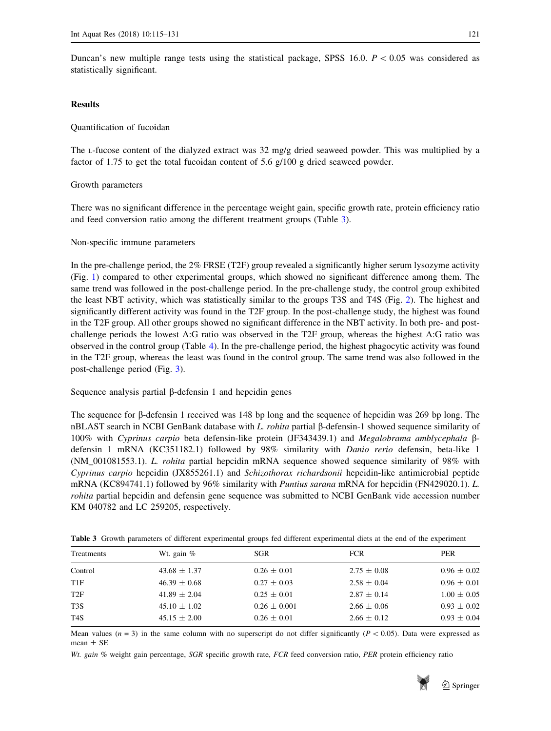Duncan's new multiple range tests using the statistical package, SPSS 16.0. $P < 0.05$ was considered as statistically significant.

## Results

### Quantification of fucoidan

The L-fucose content of the dialyzed extract was 32 mg/g dried seaweed powder. This was multiplied by a factor of 1.75 to get the total fucoidan content of 5.6 g/100 g dried seaweed powder.

### Growth parameters

There was no significant difference in the percentage weight gain, specific growth rate, protein efficiency ratio and feed conversion ratio among the different treatment groups (Table 3).

### Non-specific immune parameters

In the pre-challenge period, the 2% FRSE (T2F) group revealed a significantly higher serum lysozyme activity (Fig. 1) compared to other experimental groups, which showed no significant difference among them. The same trend was followed in the post-challenge period. In the pre-challenge study, the control group exhibited the least NBT activity, which was statistically similar to the groups T3S and T4S (Fig. 2). The highest and significantly different activity was found in the T2F group. In the post-challenge study, the highest was found in the T2F group. All other groups showed no significant difference in the NBT activity. In both pre- and post-challenge periods the lowest A:G ratio was observed in the T2F group, whereas the highest A:G ratio was observed in the control group (Table 4). In the pre-challenge period, the highest phagocytic activity was found in the T2F group, whereas the least was found in the control group. The same trend was also followed in the post-challenge period (Fig. 3).

### Sequence analysis partial β-defensin 1 and hepcidin genes

The sequence for β-defensin 1 received was 148 bp long and the sequence of hepcidin was 269 bp long. The nBLAST search in NCBI GenBank database with *L. rohita* partial β-defensin-1 showed sequence similarity of 100% with *Cyprinus carpio* beta defensin-like protein (JF343439.1) and *Megalobrama amblycephala* β-defensin 1 mRNA (KC351182.1) followed by 98% similarity with *Danio rerio* defensin, beta-like 1 (NM_001081553.1). *L. rohita* partial hepcidin mRNA sequence showed sequence similarity of 98% with *Cyprinus carpio* hepcidin (JX855261.1) and *Schizothorax richardsonii* hepcidin-like antimicrobial peptide mRNA (KC894741.1) followed by 96% similarity with *Puntius sarana* mRNA for hepcidin (FN429020.1). *L. rohita* partial hepcidin and defensin gene sequence was submitted to NCBI GenBank vide accession number KM 040782 and LC 259205, respectively.

**Table 3** Growth parameters of different experimental groups fed different experimental diets at the end of the experiment

| Treatments | Wt. gain % | SGR | FCR | PER |
|---|---|---|---|---|
| Control | 43.68 ± 1.37 | 0.26 ± 0.01 | 2.75 ± 0.08 | 0.96 ± 0.02 |
| T1F | 46.39 ± 0.68 | 0.27 ± 0.03 | 2.58 ± 0.04 | 0.96 ± 0.01 |
| T2F | 41.89 ± 2.04 | 0.25 ± 0.01 | 2.87 ± 0.14 | 1.00 ± 0.05 |
| T3S | 45.10 ± 1.02 | 0.26 ± 0.001 | 2.66 ± 0.06 | 0.93 ± 0.02 |
| T4S | 45.15 ± 2.00 | 0.26 ± 0.01 | 2.66 ± 0.12 | 0.93 ± 0.04 |

Mean values ($n = 3$) in the same column with no superscript do not differ significantly ($P < 0.05$). Data were expressed as mean ± SE

*Wt. gain %* weight gain percentage, *SGR* specific growth rate, *FCR* feed conversion ratio, *PER* protein efficiency ratio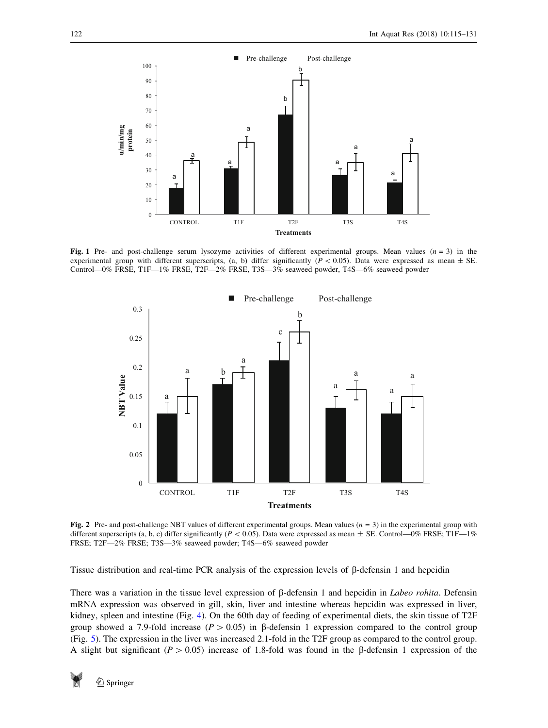**Fig. 1** Pre- and post-challenge serum lysozyme activities of different experimental groups. Mean values ($n = 3$) in the experimental group with different superscripts, (a, b) differ significantly ($P < 0.05$). Data were expressed as mean ± SE. Control—0% FRSE, T1F—1% FRSE, T2F—2% FRSE, T3S—3% seaweed powder, T4S—6% seaweed powder

**Fig. 2** Pre- and post-challenge NBT values of different experimental groups. Mean values ($n = 3$) in the experimental group with different superscripts (a, b, c) differ significantly ($P < 0.05$). Data were expressed as mean ± SE. Control—0% FRSE; T1F—1% FRSE; T2F—2% FRSE; T3S—3% seaweed powder; T4S—6% seaweed powder

Tissue distribution and real-time PCR analysis of the expression levels of β-defensin 1 and hepcidin

There was a variation in the tissue level expression of β-defensin 1 and hepcidin in *Labeo rohita*. Defensin mRNA expression was observed in gill, skin, liver and intestine whereas hepcidin was expressed in liver, kidney, spleen and intestine (Fig. 4). On the 60th day of feeding of experimental diets, the skin tissue of T2F group showed a 7.9-fold increase ($P > 0.05$) in β-defensin 1 expression compared to the control group (Fig. 5). The expression in the liver was increased 2.1-fold in the T2F group as compared to the control group. A slight but significant ($P > 0.05$) increase of 1.8-fold was found in the β-defensin 1 expression of the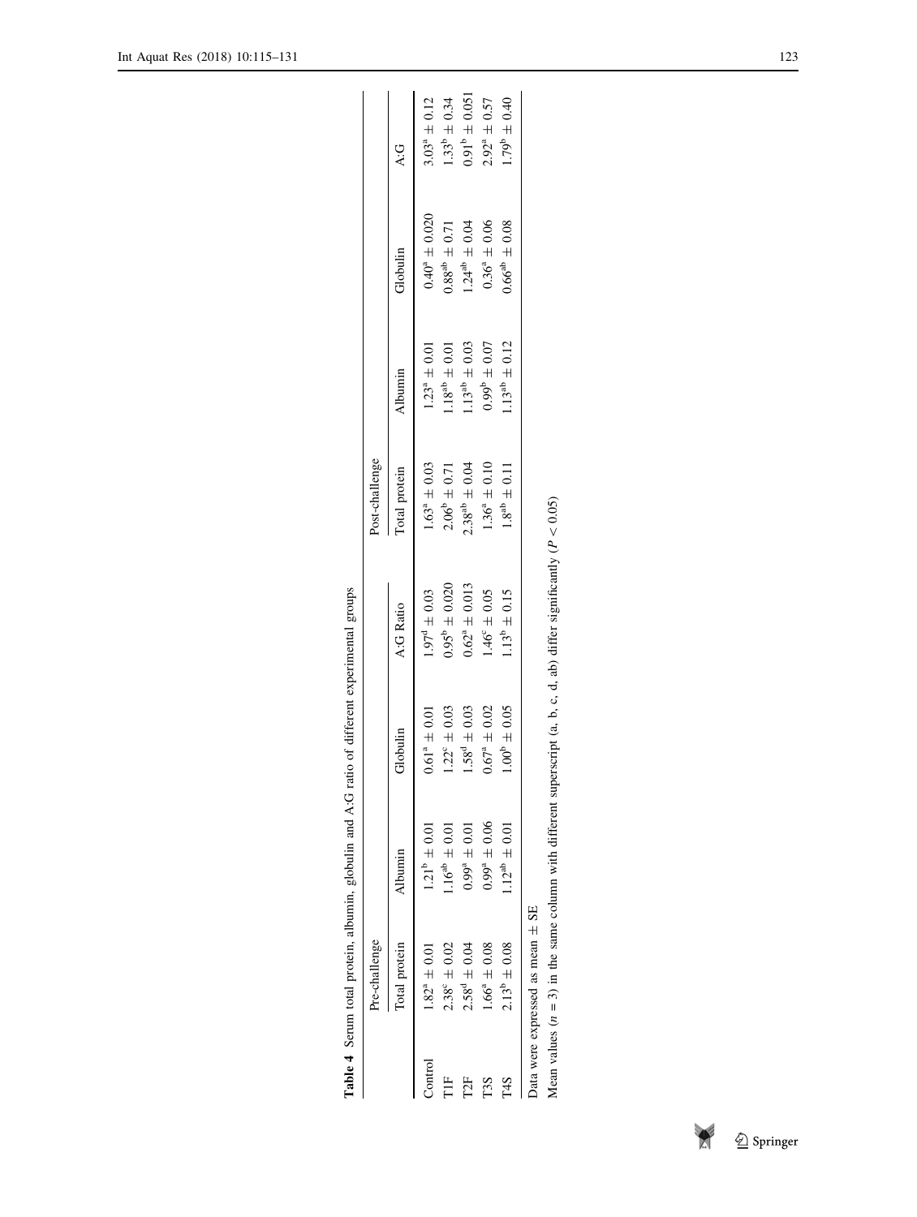**Table 4** Serum total protein, albumin, globulin and A:G ratio of different experimental groups

| | Pre-challenge | | | | Post-challenge | | | |
|---|---|---|---|---|---|---|---|---|
| | Total protein | Albumin | Globulin | A:G Ratio | Total protein | Albumin | Globulin | A:G |
| Control | $1.82^{a} \pm 0.01$ | $1.21^{b} \pm 0.01$ | $0.61^{a} \pm 0.01$ | $1.97^{d} \pm 0.03$ | $1.63^{a} \pm 0.03$ | $1.23^{a} \pm 0.01$ | $0.40^{a} \pm 0.020$ | $3.03^{a} \pm 0.12$ |
| T1F | $2.38^{c} \pm 0.02$ | $1.16^{ab} \pm 0.01$ | $1.22^{c} \pm 0.03$ | $0.95^{b} \pm 0.020$ | $2.06^{b} \pm 0.71$ | $1.18^{ab} \pm 0.01$ | $0.88^{ab} \pm 0.71$ | $1.33^{b} \pm 0.34$ |
| T2F | $2.58^{d} \pm 0.04$ | $0.99^{a} \pm 0.01$ | $1.58^{d} \pm 0.03$ | $0.62^{a} \pm 0.013$ | $2.38^{ab} \pm 0.04$ | $1.13^{ab} \pm 0.03$ | $1.24^{ab} \pm 0.04$ | $0.91^{b} \pm 0.051$ |
| T3S | $1.66^{a} \pm 0.08$ | $0.99^{a} \pm 0.06$ | $0.67^{a} \pm 0.02$ | $1.46^{c} \pm 0.05$ | $1.36^{a} \pm 0.10$ | $0.99^{b} \pm 0.07$ | $0.36^{a} \pm 0.06$ | $2.92^{a} \pm 0.57$ |
| T4S | $2.13^{b} \pm 0.08$ | $1.12^{ab} \pm 0.01$ | $1.00^{b} \pm 0.05$ | $1.13^{b} \pm 0.15$ | $1.8^{ab} \pm 0.11$ | $1.13^{ab} \pm 0.12$ | $0.66^{ab} \pm 0.08$ | $1.79^{b} \pm 0.40$ |

Data were expressed as mean ± SE

Mean values ($n = 3$) in the same column with different superscript (a, b, c, d, ab) differ significantly ($P < 0.05$)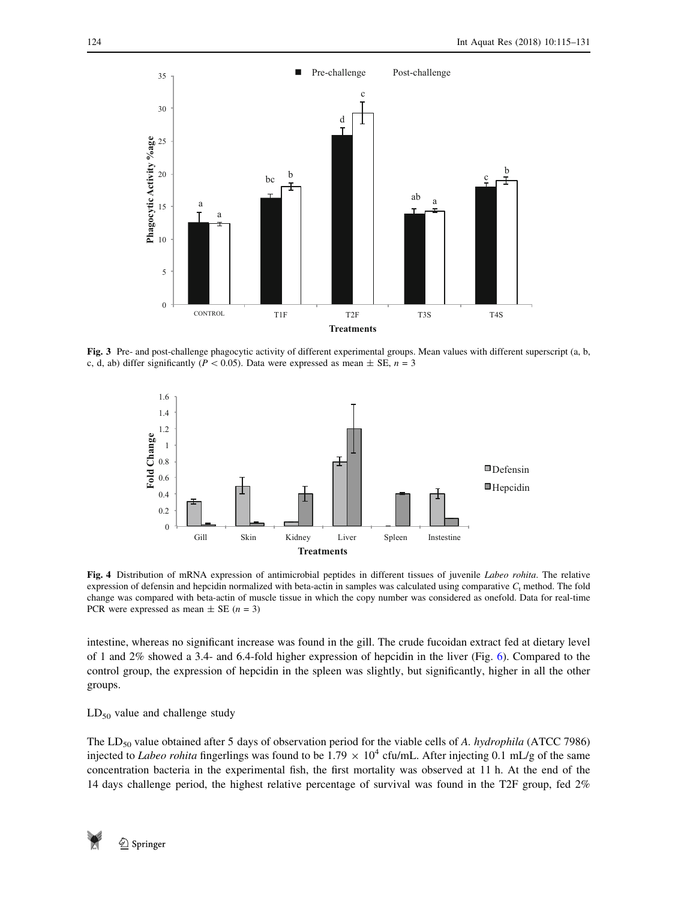Fig. 3 Pre- and post-challenge phagocytic activity of different experimental groups. Mean values with different superscript (a, b, c, d, ab) differ significantly ($P < 0.05$). Data were expressed as mean ± SE, $n = 3$

Fig. 4 Distribution of mRNA expression of antimicrobial peptides in different tissues of juvenile *Labeo rohita*. The relative expression of defensin and hepcidin normalized with beta-actin in samples was calculated using comparative $C_t$ method. The fold change was compared with beta-actin of muscle tissue in which the copy number was considered as onefold. Data for real-time PCR were expressed as mean ± SE ($n = 3$)

intestine, whereas no significant increase was found in the gill. The crude fucoidan extract fed at dietary level of 1 and 2% showed a 3.4- and 6.4-fold higher expression of hepcidin in the liver (Fig. 6). Compared to the control group, the expression of hepcidin in the spleen was slightly, but significantly, higher in all the other groups.

## $LD_{50}$ value and challenge study

The $LD_{50}$ value obtained after 5 days of observation period for the viable cells of *A. hydrophila* (ATCC 7986) injected to *Labeo rohita* fingerlings was found to be $1.79 \times 10^4$ cfu/mL. After injecting 0.1 mL/g of the same concentration bacteria in the experimental fish, the first mortality was observed at 11 h. At the end of the 14 days challenge period, the highest relative percentage of survival was found in the T2F group, fed 2%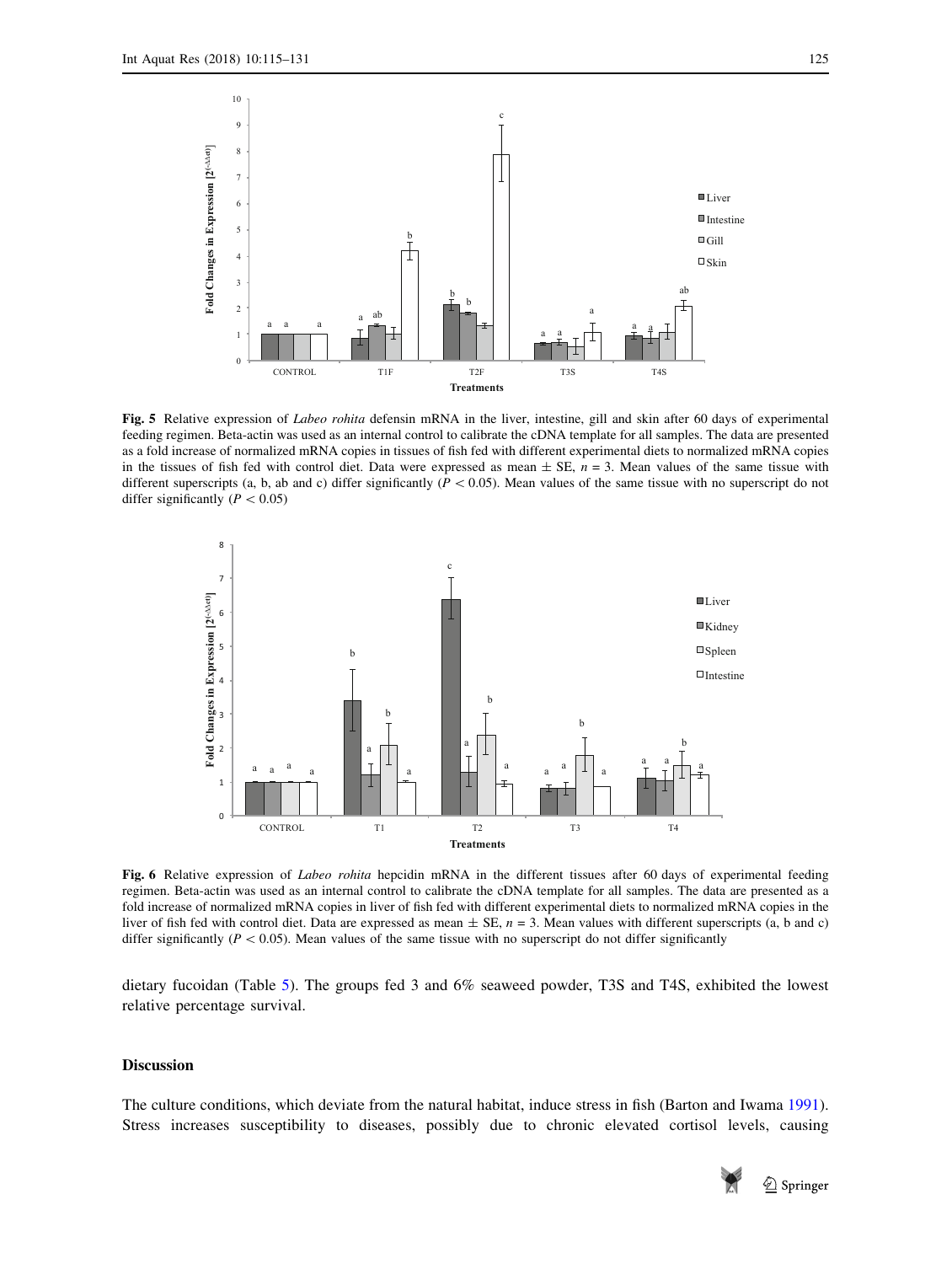**Fig. 5** Relative expression of *Labeo rohita* defensin mRNA in the liver, intestine, gill and skin after 60 days of experimental feeding regimen. Beta-actin was used as an internal control to calibrate the cDNA template for all samples. The data are presented as a fold increase of normalized mRNA copies in tissues of fish fed with different experimental diets to normalized mRNA copies in the tissues of fish fed with control diet. Data were expressed as mean ± SE, $n = 3$. Mean values of the same tissue with different superscripts (a, b, ab and c) differ significantly ($P < 0.05$). Mean values of the same tissue with no superscript do not differ significantly ($P < 0.05$)

**Fig. 6** Relative expression of *Labeo rohita* hepcidin mRNA in the different tissues after 60 days of experimental feeding regimen. Beta-actin was used as an internal control to calibrate the cDNA template for all samples. The data are presented as a fold increase of normalized mRNA copies in liver of fish fed with different experimental diets to normalized mRNA copies in the liver of fish fed with control diet. Data are expressed as mean ± SE, $n = 3$. Mean values with different superscripts (a, b and c) differ significantly ($P < 0.05$). Mean values of the same tissue with no superscript do not differ significantly

dietary fucoidan (Table 5). The groups fed 3 and 6% seaweed powder, T3S and T4S, exhibited the lowest relative percentage survival.

## Discussion

The culture conditions, which deviate from the natural habitat, induce stress in fish (Barton and Iwama 1991). Stress increases susceptibility to diseases, possibly due to chronic elevated cortisol levels, causing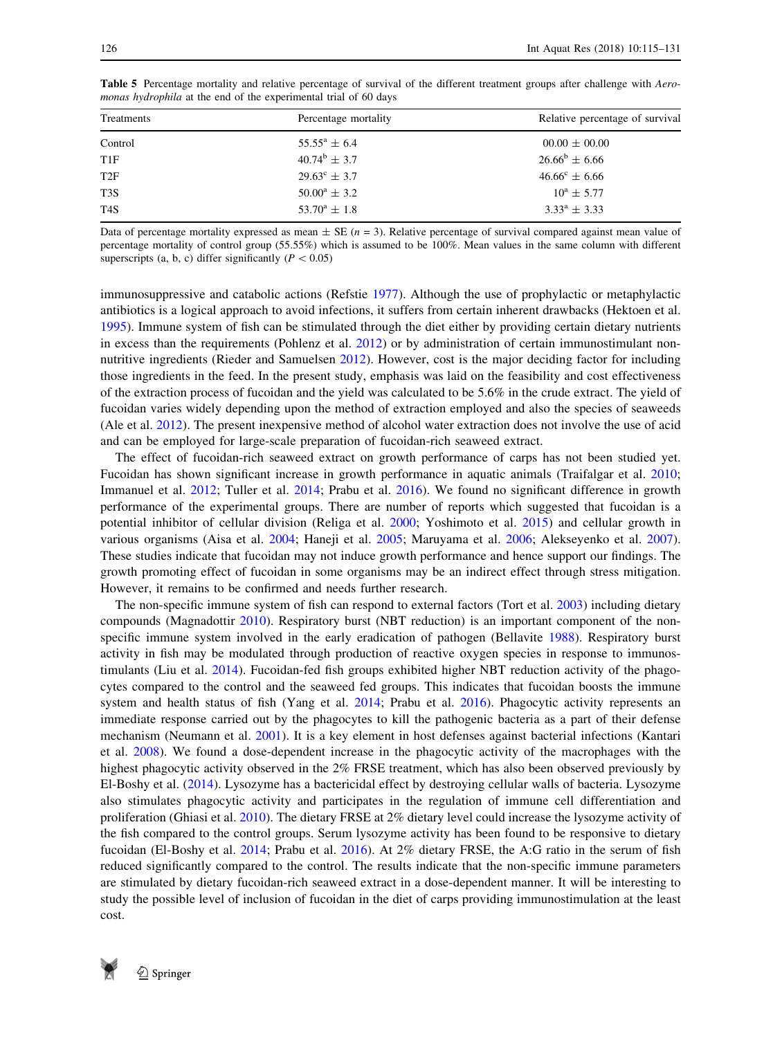**Table 5** Percentage mortality and relative percentage of survival of the different treatment groups after challenge with *Aeromonas hydrophila* at the end of the experimental trial of 60 days

| Treatments | Percentage mortality | Relative percentage of survival |
|---|---|---|
| Control | $55.55^{a} \pm 6.4$ | $00.00 \pm 00.00$ |
| T1F | $40.74^{b} \pm 3.7$ | $26.66^{b} \pm 6.66$ |
| T2F | $29.63^{c} \pm 3.7$ | $46.66^{c} \pm 6.66$ |
| T3S | $50.00^{a} \pm 3.2$ | $10^{a} \pm 5.77$ |
| T4S | $53.70^{a} \pm 1.8$ | $3.33^{a} \pm 3.33$ |

Data of percentage mortality expressed as mean ± SE ($n = 3$). Relative percentage of survival compared against mean value of percentage mortality of control group (55.55%) which is assumed to be 100%. Mean values in the same column with different superscripts (a, b, c) differ significantly ($P < 0.05$)

immunosuppressive and catabolic actions (Refstie 1977). Although the use of prophylactic or metaphylactic antibiotics is a logical approach to avoid infections, it suffers from certain inherent drawbacks (Hektoen et al. 1995). Immune system of fish can be stimulated through the diet either by providing certain dietary nutrients in excess than the requirements (Pohlenz et al. 2012) or by administration of certain immunostimulant non-nutritive ingredients (Rieder and Samuelsen 2012). However, cost is the major deciding factor for including those ingredients in the feed. In the present study, emphasis was laid on the feasibility and cost effectiveness of the extraction process of fucoidan and the yield was calculated to be 5.6% in the crude extract. The yield of fucoidan varies widely depending upon the method of extraction employed and also the species of seaweeds (Ale et al. 2012). The present inexpensive method of alcohol water extraction does not involve the use of acid and can be employed for large-scale preparation of fucoidan-rich seaweed extract.

The effect of fucoidan-rich seaweed extract on growth performance of carps has not been studied yet. Fucoidan has shown significant increase in growth performance in aquatic animals (Traifalgar et al. 2010; Immanuel et al. 2012; Tuller et al. 2014; Prabu et al. 2016). We found no significant difference in growth performance of the experimental groups. There are number of reports which suggested that fucoidan is a potential inhibitor of cellular division (Religa et al. 2000; Yoshimoto et al. 2015) and cellular growth in various organisms (Aisa et al. 2004; Haneji et al. 2005; Maruyama et al. 2006; Alekseyenko et al. 2007). These studies indicate that fucoidan may not induce growth performance and hence support our findings. The growth promoting effect of fucoidan in some organisms may be an indirect effect through stress mitigation. However, it remains to be confirmed and needs further research.

The non-specific immune system of fish can respond to external factors (Tort et al. 2003) including dietary compounds (Magnadottir 2010). Respiratory burst (NBT reduction) is an important component of the non-specific immune system involved in the early eradication of pathogen (Bellavite 1988). Respiratory burst activity in fish may be modulated through production of reactive oxygen species in response to immunostimulants (Liu et al. 2014). Fucoidan-fed fish groups exhibited higher NBT reduction activity of the phagocytes compared to the control and the seaweed fed groups. This indicates that fucoidan boosts the immune system and health status of fish (Yang et al. 2014; Prabu et al. 2016). Phagocytic activity represents an immediate response carried out by the phagocytes to kill the pathogenic bacteria as a part of their defense mechanism (Neumann et al. 2001). It is a key element in host defenses against bacterial infections (Kantari et al. 2008). We found a dose-dependent increase in the phagocytic activity of the macrophages with the highest phagocytic activity observed in the 2% FRSE treatment, which has also been observed previously by El-Boshy et al. (2014). Lysozyme has a bactericidal effect by destroying cellular walls of bacteria. Lysozyme also stimulates phagocytic activity and participates in the regulation of immune cell differentiation and proliferation (Ghiasi et al. 2010). The dietary FRSE at 2% dietary level could increase the lysozyme activity of the fish compared to the control groups. Serum lysozyme activity has been found to be responsive to dietary fucoidan (El-Boshy et al. 2014; Prabu et al. 2016). At 2% dietary FRSE, the A:G ratio in the serum of fish reduced significantly compared to the control. The results indicate that the non-specific immune parameters are stimulated by dietary fucoidan-rich seaweed extract in a dose-dependent manner. It will be interesting to study the possible level of inclusion of fucoidan in the diet of carps providing immunostimulation at the least cost.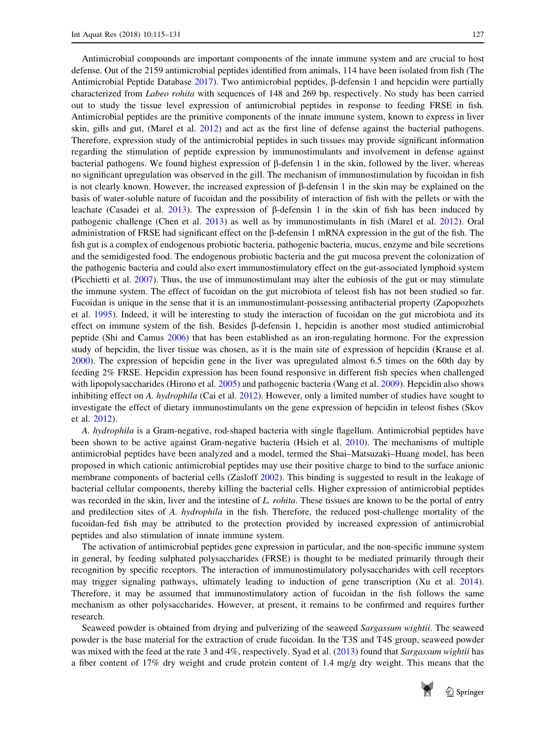Antimicrobial compounds are important components of the innate immune system and are crucial to host defense. Out of the 2159 antimicrobial peptides identified from animals, 114 have been isolated from fish (The Antimicrobial Peptide Database 2017). Two antimicrobial peptides, β-defensin 1 and hepcidin were partially characterized from *Labeo rohita* with sequences of 148 and 269 bp, respectively. No study has been carried out to study the tissue level expression of antimicrobial peptides in response to feeding FRSE in fish. Antimicrobial peptides are the primitive components of the innate immune system, known to express in liver skin, gills and gut, (Marel et al. 2012) and act as the first line of defense against the bacterial pathogens. Therefore, expression study of the antimicrobial peptides in such tissues may provide significant information regarding the stimulation of peptide expression by immunostimulants and involvement in defense against bacterial pathogens. We found highest expression of β-defensin 1 in the skin, followed by the liver, whereas no significant upregulation was observed in the gill. The mechanism of immunostimulation by fucoidan in fish is not clearly known. However, the increased expression of β-defensin 1 in the skin may be explained on the basis of water-soluble nature of fucoidan and the possibility of interaction of fish with the pellets or with the leachate (Casadei et al. 2013). The expression of β-defensin 1 in the skin of fish has been induced by pathogenic challenge (Chen et al. 2013) as well as by immunostimulants in fish (Marel et al. 2012). Oral administration of FRSE had significant effect on the β-defensin 1 mRNA expression in the gut of the fish. The fish gut is a complex of endogenous probiotic bacteria, pathogenic bacteria, mucus, enzyme and bile secretions and the semidigested food. The endogenous probiotic bacteria and the gut mucosa prevent the colonization of the pathogenic bacteria and could also exert immunostimulatory effect on the gut-associated lymphoid system (Picchietti et al. 2007). Thus, the use of immunostimulant may alter the eubiosis of the gut or may stimulate the immune system. The effect of fucoidan on the gut microbiota of teleost fish has not been studied so far. Fucoidan is unique in the sense that it is an immunostimulant-possessing antibacterial property (Zapopozhets et al. 1995). Indeed, it will be interesting to study the interaction of fucoidan on the gut microbiota and its effect on immune system of the fish. Besides β-defensin 1, hepcidin is another most studied antimicrobial peptide (Shi and Camus 2006) that has been established as an iron-regulating hormone. For the expression study of hepcidin, the liver tissue was chosen, as it is the main site of expression of hepcidin (Krause et al. 2000). The expression of hepcidin gene in the liver was upregulated almost 6.5 times on the 60th day by feeding 2% FRSE. Hepcidin expression has been found responsive in different fish species when challenged with lipopolysaccharides (Hirono et al. 2005) and pathogenic bacteria (Wang et al. 2009). Hepcidin also shows inhibiting effect on *A. hydrophila* (Cai et al. 2012). However, only a limited number of studies have sought to investigate the effect of dietary immunostimulants on the gene expression of hepcidin in teleost fishes (Skov et al. 2012).

*A. hydrophila* is a Gram-negative, rod-shaped bacteria with single flagellum. Antimicrobial peptides have been shown to be active against Gram-negative bacteria (Hsieh et al. 2010). The mechanisms of multiple antimicrobial peptides have been analyzed and a model, termed the Shai–Matsuzaki–Huang model, has been proposed in which cationic antimicrobial peptides may use their positive charge to bind to the surface anionic membrane components of bacterial cells (Zasloff 2002). This binding is suggested to result in the leakage of bacterial cellular components, thereby killing the bacterial cells. Higher expression of antimicrobial peptides was recorded in the skin, liver and the intestine of *L. rohita*. These tissues are known to be the portal of entry and predilection sites of *A. hydrophila* in the fish. Therefore, the reduced post-challenge mortality of the fucoidan-fed fish may be attributed to the protection provided by increased expression of antimicrobial peptides and also stimulation of innate immune system.

The activation of antimicrobial peptides gene expression in particular, and the non-specific immune system in general, by feeding sulphated polysaccharides (FRSE) is thought to be mediated primarily through their recognition by specific receptors. The interaction of immunostimulatory polysaccharides with cell receptors may trigger signaling pathways, ultimately leading to induction of gene transcription (Xu et al. 2014). Therefore, it may be assumed that immunostimulatory action of fucoidan in the fish follows the same mechanism as other polysaccharides. However, at present, it remains to be confirmed and requires further research.

Seaweed powder is obtained from drying and pulverizing of the seaweed *Sargassum wightii*. The seaweed powder is the base material for the extraction of crude fucoidan. In the T3S and T4S group, seaweed powder was mixed with the feed at the rate 3 and 4%, respectively. Syad et al. (2013) found that *Sargassum wightii* has a fiber content of 17% dry weight and crude protein content of 1.4 mg/g dry weight. This means that the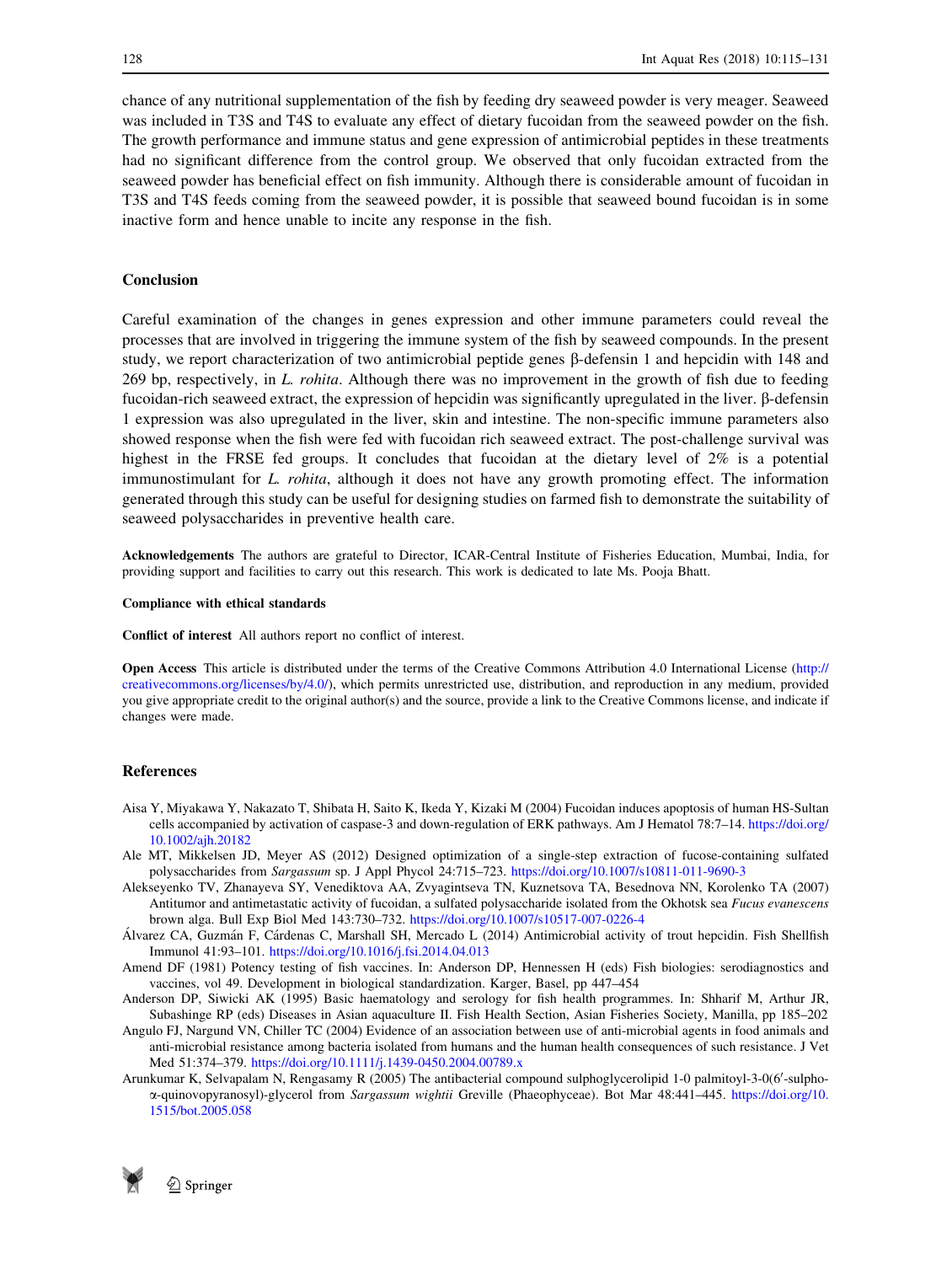chance of any nutritional supplementation of the fish by feeding dry seaweed powder is very meager. Seaweed was included in T3S and T4S to evaluate any effect of dietary fucoidan from the seaweed powder on the fish. The growth performance and immune status and gene expression of antimicrobial peptides in these treatments had no significant difference from the control group. We observed that only fucoidan extracted from the seaweed powder has beneficial effect on fish immunity. Although there is considerable amount of fucoidan in T3S and T4S feeds coming from the seaweed powder, it is possible that seaweed bound fucoidan is in some inactive form and hence unable to incite any response in the fish.

## Conclusion

Careful examination of the changes in genes expression and other immune parameters could reveal the processes that are involved in triggering the immune system of the fish by seaweed compounds. In the present study, we report characterization of two antimicrobial peptide genes β-defensin 1 and hepcidin with 148 and 269 bp, respectively, in *L. rohita*. Although there was no improvement in the growth of fish due to feeding fucoidan-rich seaweed extract, the expression of hepcidin was significantly upregulated in the liver. β-defensin 1 expression was also upregulated in the liver, skin and intestine. The non-specific immune parameters also showed response when the fish were fed with fucoidan rich seaweed extract. The post-challenge survival was highest in the FRSE fed groups. It concludes that fucoidan at the dietary level of 2% is a potential immunostimulant for *L. rohita*, although it does not have any growth promoting effect. The information generated through this study can be useful for designing studies on farmed fish to demonstrate the suitability of seaweed polysaccharides in preventive health care.

**Acknowledgements** The authors are grateful to Director, ICAR-Central Institute of Fisheries Education, Mumbai, India, for providing support and facilities to carry out this research. This work is dedicated to late Ms. Pooja Bhatt.

**Compliance with ethical standards**

**Conflict of interest** All authors report no conflict of interest.

**Open Access** This article is distributed under the terms of the Creative Commons Attribution 4.0 International License (http://creativecommons.org/licenses/by/4.0/), which permits unrestricted use, distribution, and reproduction in any medium, provided you give appropriate credit to the original author(s) and the source, provide a link to the Creative Commons license, and indicate if changes were made.

## References

Aisa Y, Miyakawa Y, Nakazato T, Shibata H, Saito K, Ikeda Y, Kizaki M (2004) Fucoidan induces apoptosis of human HS-Sultan cells accompanied by activation of caspase-3 and down-regulation of ERK pathways. Am J Hematol 78:7–14. https://doi.org/10.1002/ajh.20182

Ale MT, Mikkelsen JD, Meyer AS (2012) Designed optimization of a single-step extraction of fucose-containing sulfated polysaccharides from *Sargassum* sp. J Appl Phycol 24:715–723. https://doi.org/10.1007/s10811-011-9690-3

Alekseyenko TV, Zhanayeva SY, Venediktova AA, Zvyagintseva TN, Kuznetsova TA, Besednova NN, Korolenko TA (2007) Antitumor and antimetastatic activity of fucoidan, a sulfated polysaccharide isolated from the Okhotsk sea *Fucus evanescens* brown alga. Bull Exp Biol Med 143:730–732. https://doi.org/10.1007/s10517-007-0226-4

Álvarez CA, Guzmán F, Cárdenas C, Marshall SH, Mercado L (2014) Antimicrobial activity of trout hepcidin. Fish Shellfish Immunol 41:93–101. https://doi.org/10.1016/j.fsi.2014.04.013

Amend DF (1981) Potency testing of fish vaccines. In: Anderson DP, Hennessen H (eds) Fish biologies: serodiagnostics and vaccines, vol 49. Development in biological standardization. Karger, Basel, pp 447–454

Anderson DP, Siwicki AK (1995) Basic haematology and serology for fish health programmes. In: Shharif M, Arthur JR, Subashinge RP (eds) Diseases in Asian aquaculture II. Fish Health Section, Asian Fisheries Society, Manilla, pp 185–202

Angulo FJ, Nargund VN, Chiller TC (2004) Evidence of an association between use of anti-microbial agents in food animals and anti-microbial resistance among bacteria isolated from humans and the human health consequences of such resistance. J Vet Med 51:374–379. https://doi.org/10.1111/j.1439-0450.2004.00789.x

Arunkumar K, Selvapalam N, Rengasamy R (2005) The antibacterial compound sulphoglycerolipid 1-0 palmitoyl-3-0(6′-sulpho-α-quinovopyranosyl)-glycerol from *Sargassum wightii* Greville (Phaeophyceae). Bot Mar 48:441–445. https://doi.org/10.1515/bot.2005.058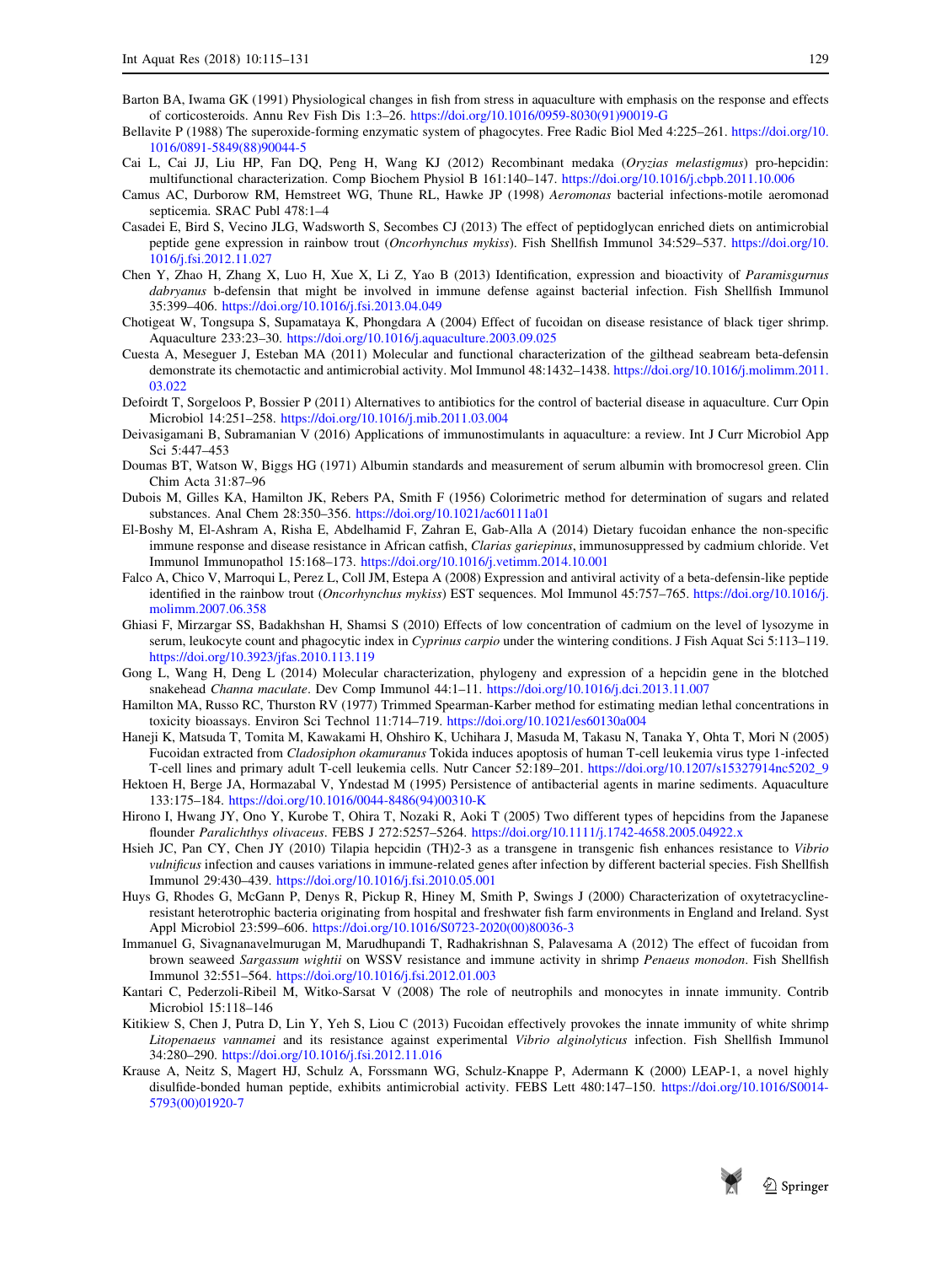Barton BA, Iwama GK (1991) Physiological changes in fish from stress in aquaculture with emphasis on the response and effects of corticosteroids. Annu Rev Fish Dis 1:3–26. https://doi.org/10.1016/0959-8030(91)90019-G

Bellavite P (1988) The superoxide-forming enzymatic system of phagocytes. Free Radic Biol Med 4:225–261. https://doi.org/10.1016/0891-5849(88)90044-5

Cai L, Cai JJ, Liu HP, Fan DQ, Peng H, Wang KJ (2012) Recombinant medaka (*Oryzias melastigmus*) pro-hepcidin: multifunctional characterization. Comp Biochem Physiol B 161:140–147. https://doi.org/10.1016/j.cbpb.2011.10.006

Camus AC, Durborow RM, Hemstreet WG, Thune RL, Hawke JP (1998) *Aeromonas* bacterial infections-motile aeromonad septicemia. SRAC Publ 478:1–4

Casadei E, Bird S, Vecino JLG, Wadsworth S, Secombes CJ (2013) The effect of peptidoglycan enriched diets on antimicrobial peptide gene expression in rainbow trout (*Oncorhynchus mykiss*). Fish Shellfish Immunol 34:529–537. https://doi.org/10.1016/j.fsi.2012.11.027

Chen Y, Zhao H, Zhang X, Luo H, Xue X, Li Z, Yao B (2013) Identification, expression and bioactivity of *Paramisgurnus dabryanus* b-defensin that might be involved in immune defense against bacterial infection. Fish Shellfish Immunol 35:399–406. https://doi.org/10.1016/j.fsi.2013.04.049

Chotigeat W, Tongsupa S, Supamataya K, Phongdara A (2004) Effect of fucoidan on disease resistance of black tiger shrimp. Aquaculture 233:23–30. https://doi.org/10.1016/j.aquaculture.2003.09.025

Cuesta A, Meseguer J, Esteban MA (2011) Molecular and functional characterization of the gilthead seabream beta-defensin demonstrate its chemotactic and antimicrobial activity. Mol Immunol 48:1432–1438. https://doi.org/10.1016/j.molimm.2011.03.022

Defoirdt T, Sorgeloos P, Bossier P (2011) Alternatives to antibiotics for the control of bacterial disease in aquaculture. Curr Opin Microbiol 14:251–258. https://doi.org/10.1016/j.mib.2011.03.004

Deivasigamani B, Subramanian V (2016) Applications of immunostimulants in aquaculture: a review. Int J Curr Microbiol App Sci 5:447–453

Doumas BT, Watson W, Biggs HG (1971) Albumin standards and measurement of serum albumin with bromocresol green. Clin Chim Acta 31:87–96

Dubois M, Gilles KA, Hamilton JK, Rebers PA, Smith F (1956) Colorimetric method for determination of sugars and related substances. Anal Chem 28:350–356. https://doi.org/10.1021/ac60111a01

El-Boshy M, El-Ashram A, Risha E, Abdelhamid F, Zahran E, Gab-Alla A (2014) Dietary fucoidan enhance the non-specific immune response and disease resistance in African catfish, *Clarias gariepinus*, immunosuppressed by cadmium chloride. Vet Immunol Immunopathol 15:168–173. https://doi.org/10.1016/j.vetimm.2014.10.001

Falco A, Chico V, Marroqui L, Perez L, Coll JM, Estepa A (2008) Expression and antiviral activity of a beta-defensin-like peptide identified in the rainbow trout (*Oncorhynchus mykiss*) EST sequences. Mol Immunol 45:757–765. https://doi.org/10.1016/j.molimm.2007.06.358

Ghiasi F, Mirzargar SS, Badakhshan H, Shamsi S (2010) Effects of low concentration of cadmium on the level of lysozyme in serum, leukocyte count and phagocytic index in *Cyprinus carpio* under the wintering conditions. J Fish Aquat Sci 5:113–119. https://doi.org/10.3923/jfas.2010.113.119

Gong L, Wang H, Deng L (2014) Molecular characterization, phylogeny and expression of a hepcidin gene in the blotched snakehead *Channa maculate*. Dev Comp Immunol 44:1–11. https://doi.org/10.1016/j.dci.2013.11.007

Hamilton MA, Russo RC, Thurston RV (1977) Trimmed Spearman-Karber method for estimating median lethal concentrations in toxicity bioassays. Environ Sci Technol 11:714–719. https://doi.org/10.1021/es60130a004

Haneji K, Matsuda T, Tomita M, Kawakami H, Ohshiro K, Uchihara J, Masuda M, Takasu N, Tanaka Y, Ohta T, Mori N (2005) Fucoidan extracted from *Cladosiphon okamuranus* Tokida induces apoptosis of human T-cell leukemia virus type 1-infected T-cell lines and primary adult T-cell leukemia cells. Nutr Cancer 52:189–201. https://doi.org/10.1207/s15327914nc5202_9

Hektoen H, Berge JA, Hormazabal V, Yndestad M (1995) Persistence of antibacterial agents in marine sediments. Aquaculture 133:175–184. https://doi.org/10.1016/0044-8486(94)00310-K

Hirono I, Hwang JY, Ono Y, Kurobe T, Ohira T, Nozaki R, Aoki T (2005) Two different types of hepcidins from the Japanese flounder *Paralichthys olivaceus*. FEBS J 272:5257–5264. https://doi.org/10.1111/j.1742-4658.2005.04922.x

Hsieh JC, Pan CY, Chen JY (2010) Tilapia hepcidin (TH)2-3 as a transgene in transgenic fish enhances resistance to *Vibrio vulnificus* infection and causes variations in immune-related genes after infection by different bacterial species. Fish Shellfish Immunol 29:430–439. https://doi.org/10.1016/j.fsi.2010.05.001

Huys G, Rhodes G, McGann P, Denys R, Pickup R, Hiney M, Smith P, Swings J (2000) Characterization of oxytetracycline-resistant heterotrophic bacteria originating from hospital and freshwater fish farm environments in England and Ireland. Syst Appl Microbiol 23:599–606. https://doi.org/10.1016/S0723-2020(00)80036-3

Immanuel G, Sivagnanavelmurugan M, Marudhupandi T, Radhakrishnan S, Palavesama A (2012) The effect of fucoidan from brown seaweed *Sargassum wightii* on WSSV resistance and immune activity in shrimp *Penaeus monodon*. Fish Shellfish Immunol 32:551–564. https://doi.org/10.1016/j.fsi.2012.01.003

Kantari C, Pederzoli-Ribeil M, Witko-Sarsat V (2008) The role of neutrophils and monocytes in innate immunity. Contrib Microbiol 15:118–146

Kitikiew S, Chen J, Putra D, Lin Y, Yeh S, Liou C (2013) Fucoidan effectively provokes the innate immunity of white shrimp *Litopenaeus vannamei* and its resistance against experimental *Vibrio alginolyticus* infection. Fish Shellfish Immunol 34:280–290. https://doi.org/10.1016/j.fsi.2012.11.016

Krause A, Neitz S, Magert HJ, Schulz A, Forssmann WG, Schulz-Knappe P, Adermann K (2000) LEAP-1, a novel highly disulfide-bonded human peptide, exhibits antimicrobial activity. FEBS Lett 480:147–150. https://doi.org/10.1016/S0014-5793(00)01920-7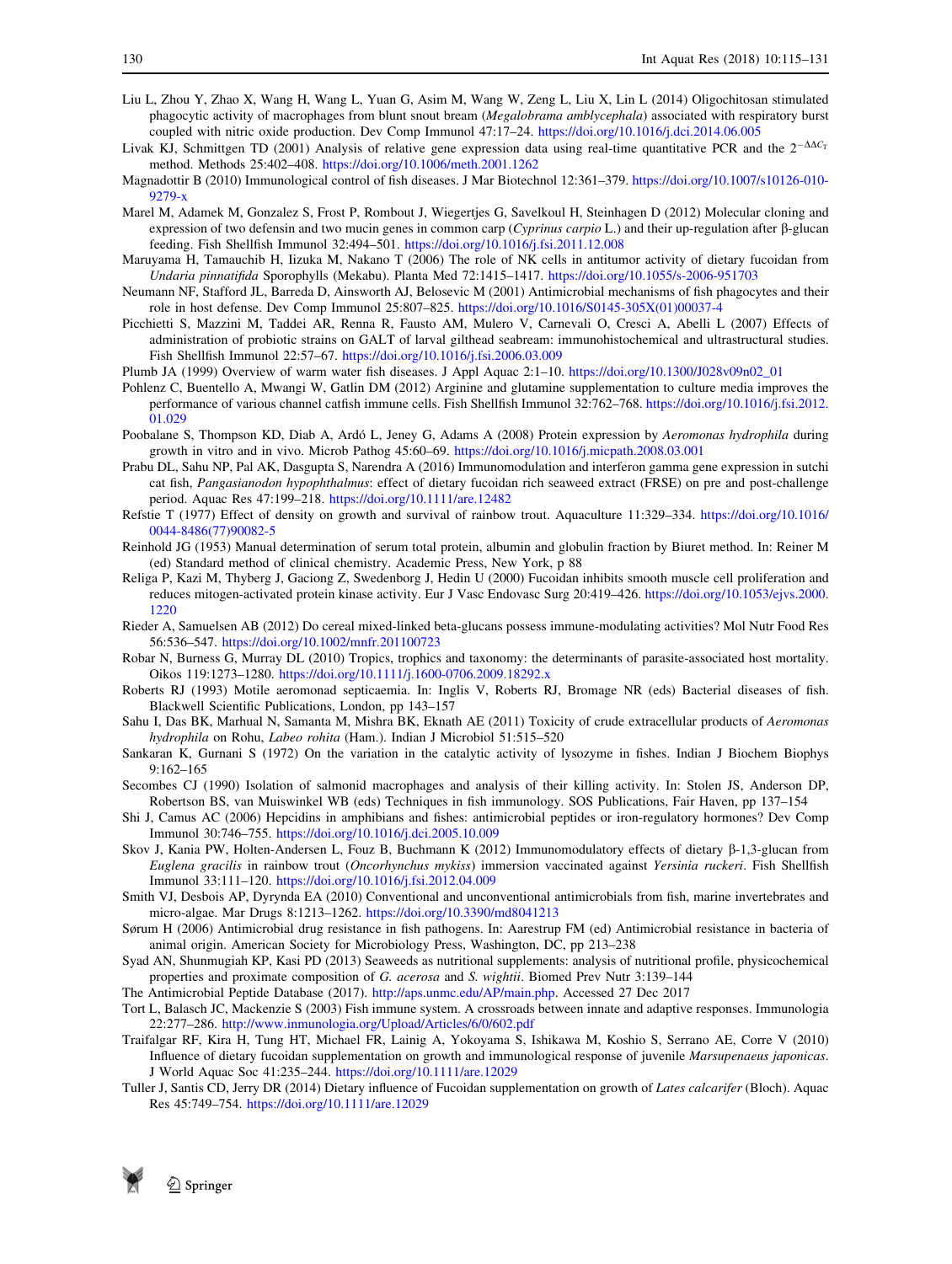Liu L, Zhou Y, Zhao X, Wang H, Wang L, Yuan G, Asim M, Wang W, Zeng L, Liu X, Lin L (2014) Oligochitosan stimulated phagocytic activity of macrophages from blunt snout bream (*Megalobrama amblycephala*) associated with respiratory burst coupled with nitric oxide production. Dev Comp Immunol 47:17–24. https://doi.org/10.1016/j.dci.2014.06.005

Livak KJ, Schmittgen TD (2001) Analysis of relative gene expression data using real-time quantitative PCR and the $2^{-\Delta\Delta C_T}$ method. Methods 25:402–408. https://doi.org/10.1006/meth.2001.1262

Magnadottir B (2010) Immunological control of fish diseases. J Mar Biotechnol 12:361–379. https://doi.org/10.1007/s10126-010-9279-x

Marel M, Adamek M, Gonzalez S, Frost P, Rombout J, Wiegertjes G, Savelkoul H, Steinhagen D (2012) Molecular cloning and expression of two defensin and two mucin genes in common carp (*Cyprinus carpio* L.) and their up-regulation after β-glucan feeding. Fish Shellfish Immunol 32:494–501. https://doi.org/10.1016/j.fsi.2011.12.008

Maruyama H, Tamauchib H, Iizuka M, Nakano T (2006) The role of NK cells in antitumor activity of dietary fucoidan from *Undaria pinnatifida* Sporophylls (Mekabu). Planta Med 72:1415–1417. https://doi.org/10.1055/s-2006-951703

Neumann NF, Stafford JL, Barreda D, Ainsworth AJ, Belosevic M (2001) Antimicrobial mechanisms of fish phagocytes and their role in host defense. Dev Comp Immunol 25:807–825. https://doi.org/10.1016/S0145-305X(01)00037-4

Picchietti S, Mazzini M, Taddei AR, Renna R, Fausto AM, Mulero V, Carnevali O, Cresci A, Abelli L (2007) Effects of administration of probiotic strains on GALT of larval gilthead seabream: immunohistochemical and ultrastructural studies. Fish Shellfish Immunol 22:57–67. https://doi.org/10.1016/j.fsi.2006.03.009

Plumb JA (1999) Overview of warm water fish diseases. J Appl Aquac 2:1–10. https://doi.org/10.1300/J028v09n02_01

Pohlenz C, Buentello A, Mwangi W, Gatlin DM (2012) Arginine and glutamine supplementation to culture media improves the performance of various channel catfish immune cells. Fish Shellfish Immunol 32:762–768. https://doi.org/10.1016/j.fsi.2012.01.029

Poobalane S, Thompson KD, Diab A, Ardó L, Jeney G, Adams A (2008) Protein expression by *Aeromonas hydrophila* during growth in vitro and in vivo. Microb Pathog 45:60–69. https://doi.org/10.1016/j.micpath.2008.03.001

Prabu DL, Sahu NP, Pal AK, Dasgupta S, Narendra A (2016) Immunomodulation and interferon gamma gene expression in sutchi cat fish, *Pangasianodon hypophthalmus*: effect of dietary fucoidan rich seaweed extract (FRSE) on pre and post-challenge period. Aquac Res 47:199–218. https://doi.org/10.1111/are.12482

Refstie T (1977) Effect of density on growth and survival of rainbow trout. Aquaculture 11:329–334. https://doi.org/10.1016/0044-8486(77)90082-5

Reinhold JG (1953) Manual determination of serum total protein, albumin and globulin fraction by Biuret method. In: Reiner M (ed) Standard method of clinical chemistry. Academic Press, New York, p 88

Religa P, Kazi M, Thyberg J, Gaciong Z, Swedenborg J, Hedin U (2000) Fucoidan inhibits smooth muscle cell proliferation and reduces mitogen-activated protein kinase activity. Eur J Vasc Endovasc Surg 20:419–426. https://doi.org/10.1053/ejvs.2000.1220

Rieder A, Samuelsen AB (2012) Do cereal mixed-linked beta-glucans possess immune-modulating activities? Mol Nutr Food Res 56:536–547. https://doi.org/10.1002/mnfr.201100723

Robar N, Burness G, Murray DL (2010) Tropics, trophics and taxonomy: the determinants of parasite-associated host mortality. Oikos 119:1273–1280. https://doi.org/10.1111/j.1600-0706.2009.18292.x

Roberts RJ (1993) Motile aeromonad septicaemia. In: Inglis V, Roberts RJ, Bromage NR (eds) Bacterial diseases of fish. Blackwell Scientific Publications, London, pp 143–157

Sahu I, Das BK, Marhual N, Samanta M, Mishra BK, Eknath AE (2011) Toxicity of crude extracellular products of *Aeromonas hydrophila* on Rohu, *Labeo rohita* (Ham.). Indian J Microbiol 51:515–520

Sankaran K, Gurnani S (1972) On the variation in the catalytic activity of lysozyme in fishes. Indian J Biochem Biophys 9:162–165

Secombes CJ (1990) Isolation of salmonid macrophages and analysis of their killing activity. In: Stolen JS, Anderson DP, Robertson BS, van Muiswinkel WB (eds) Techniques in fish immunology. SOS Publications, Fair Haven, pp 137–154

Shi J, Camus AC (2006) Hepcidins in amphibians and fishes: antimicrobial peptides or iron-regulatory hormones? Dev Comp Immunol 30:746–755. https://doi.org/10.1016/j.dci.2005.10.009

Skov J, Kania PW, Holten-Andersen L, Fouz B, Buchmann K (2012) Immunomodulatory effects of dietary β-1,3-glucan from *Euglena gracilis* in rainbow trout (*Oncorhynchus mykiss*) immersion vaccinated against *Yersinia ruckeri*. Fish Shellfish Immunol 33:111–120. https://doi.org/10.1016/j.fsi.2012.04.009

Smith VJ, Desbois AP, Dyrynda EA (2010) Conventional and unconventional antimicrobials from fish, marine invertebrates and micro-algae. Mar Drugs 8:1213–1262. https://doi.org/10.3390/md8041213

Sørum H (2006) Antimicrobial drug resistance in fish pathogens. In: Aarestrup FM (ed) Antimicrobial resistance in bacteria of animal origin. American Society for Microbiology Press, Washington, DC, pp 213–238

Syad AN, Shunmugiah KP, Kasi PD (2013) Seaweeds as nutritional supplements: analysis of nutritional profile, physicochemical properties and proximate composition of *G. acerosa* and *S. wightii*. Biomed Prev Nutr 3:139–144

The Antimicrobial Peptide Database (2017). http://aps.unmc.edu/AP/main.php. Accessed 27 Dec 2017

Tort L, Balasch JC, Mackenzie S (2003) Fish immune system. A crossroads between innate and adaptive responses. Immunologia 22:277–286. http://www.inmunologia.org/Upload/Articles/6/0/602.pdf

Traifalgar RF, Kira H, Tung HT, Michael FR, Lainig A, Yokoyama S, Ishikawa M, Koshio S, Serrano AE, Corre V (2010) Influence of dietary fucoidan supplementation on growth and immunological response of juvenile *Marsupenaeus japonicas*. J World Aquac Soc 41:235–244. https://doi.org/10.1111/are.12029

Tuller J, Santis CD, Jerry DR (2014) Dietary influence of Fucoidan supplementation on growth of *Lates calcarifer* (Bloch). Aquac Res 45:749–754. https://doi.org/10.1111/are.12029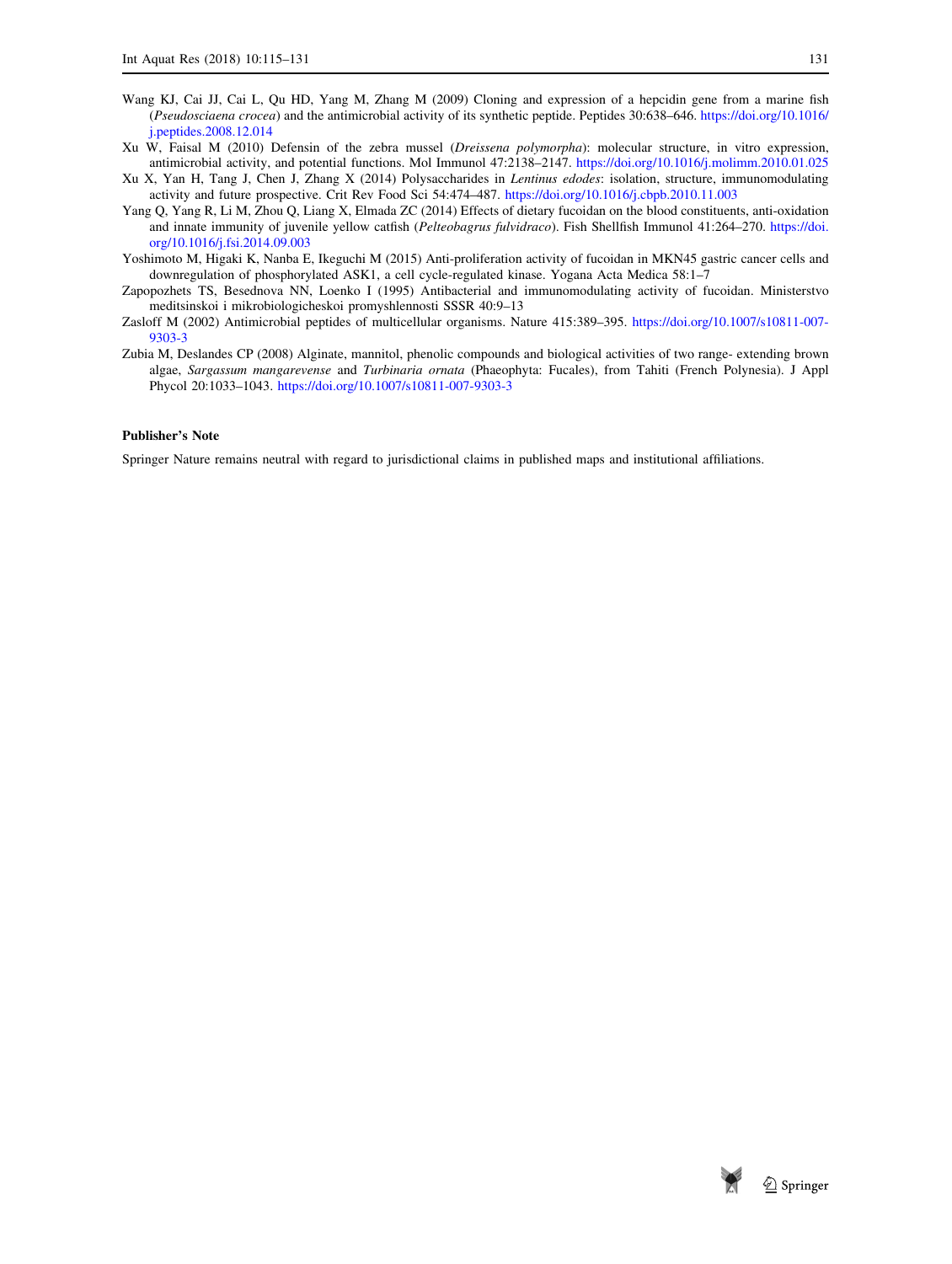Wang KJ, Cai JJ, Cai L, Qu HD, Yang M, Zhang M (2009) Cloning and expression of a hepcidin gene from a marine fish (*Pseudosciaena crocea*) and the antimicrobial activity of its synthetic peptide. Peptides 30:638–646. https://doi.org/10.1016/j.peptides.2008.12.014

Xu W, Faisal M (2010) Defensin of the zebra mussel (*Dreissena polymorpha*): molecular structure, in vitro expression, antimicrobial activity, and potential functions. Mol Immunol 47:2138–2147. https://doi.org/10.1016/j.molimm.2010.01.025

Xu X, Yan H, Tang J, Chen J, Zhang X (2014) Polysaccharides in *Lentinus edodes*: isolation, structure, immunomodulating activity and future prospective. Crit Rev Food Sci 54:474–487. https://doi.org/10.1016/j.cbpb.2010.11.003

Yang Q, Yang R, Li M, Zhou Q, Liang X, Elmada ZC (2014) Effects of dietary fucoidan on the blood constituents, anti-oxidation and innate immunity of juvenile yellow catfish (*Pelteobagrus fulvidraco*). Fish Shellfish Immunol 41:264–270. https://doi.org/10.1016/j.fsi.2014.09.003

Yoshimoto M, Higaki K, Nanba E, Ikeguchi M (2015) Anti-proliferation activity of fucoidan in MKN45 gastric cancer cells and downregulation of phosphorylated ASK1, a cell cycle-regulated kinase. Yogana Acta Medica 58:1–7

Zapopozhets TS, Besednova NN, Loenko I (1995) Antibacterial and immunomodulating activity of fucoidan. Ministerstvo meditsinskoi i mikrobiologicheskoi promyshlennosti SSSR 40:9–13

Zasloff M (2002) Antimicrobial peptides of multicellular organisms. Nature 415:389–395. https://doi.org/10.1007/s10811-007-9303-3

Zubia M, Deslandes CP (2008) Alginate, mannitol, phenolic compounds and biological activities of two range- extending brown algae, *Sargassum mangarevense* and *Turbinaria ornata* (Phaeophyta: Fucales), from Tahiti (French Polynesia). J Appl Phycol 20:1033–1043. https://doi.org/10.1007/s10811-007-9303-3

**Publisher's Note**

Springer Nature remains neutral with regard to jurisdictional claims in published maps and institutional affiliations.